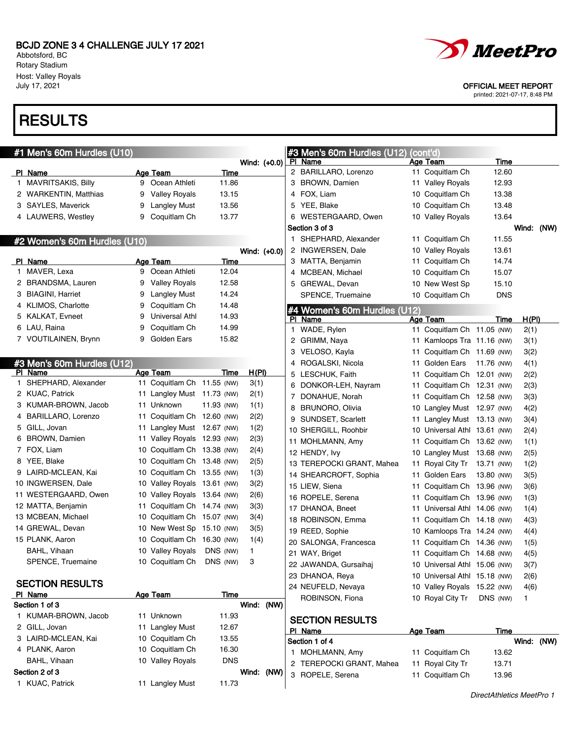BCJD ZONE 3 4 CHALLENGE JULY 17 2021
Abbotsford, BC
Rotary Stadium
Host: Valley Royals
July 17, 2021

OFFICIAL MEET REPORT
printed: 2021-07-17, 8:48 PM

# RESULTS

## #1 Men's 60m Hurdles (U10)

Wind: (+0.0)

| Pl | Name | Age | Team | Time |
|---|---|---|---|---|
| 1 | MAVRITSAKIS, Billy | 9 | Ocean Athleti | 11.86 |
| 2 | WARKENTIN, Matthias | 9 | Valley Royals | 13.15 |
| 3 | SAYLES, Maverick | 9 | Langley Must | 13.56 |
| 4 | LAUWERS, Westley | 9 | Coquitlam Ch | 13.77 |

## #2 Women's 60m Hurdles (U10)

Wind: (+0.0)

| Pl | Name | Age | Team | Time |
|---|---|---|---|---|
| 1 | MAVER, Lexa | 9 | Ocean Athleti | 12.04 |
| 2 | BRANDSMA, Lauren | 9 | Valley Royals | 12.58 |
| 3 | BIAGINI, Harriet | 9 | Langley Must | 14.24 |
| 4 | KLIMOS, Charlotte | 9 | Coquitlam Ch | 14.48 |
| 5 | KALKAT, Evneet | 9 | Universal Athl | 14.93 |
| 6 | LAU, Raina | 9 | Coquitlam Ch | 14.99 |
| 7 | VOUTILAINEN, Brynn | 9 | Golden Ears | 15.82 |

## #3 Men's 60m Hurdles (U12)

| Pl | Name | Age | Team | Time | | H(Pl) |
|---|---|---|---|---|---|---|
| 1 | SHEPHARD, Alexander | 11 | Coquitlam Ch | 11.55 | (NW) | 3(1) |
| 2 | KUAC, Patrick | 11 | Langley Must | 11.73 | (NW) | 2(1) |
| 3 | KUMAR-BROWN, Jacob | 11 | Unknown | 11.93 | (NW) | 1(1) |
| 4 | BARILLARO, Lorenzo | 11 | Coquitlam Ch | 12.60 | (NW) | 2(2) |
| 5 | GILL, Jovan | 11 | Langley Must | 12.67 | (NW) | 1(2) |
| 6 | BROWN, Damien | 11 | Valley Royals | 12.93 | (NW) | 2(3) |
| 7 | FOX, Liam | 10 | Coquitlam Ch | 13.38 | (NW) | 2(4) |
| 8 | YEE, Blake | 10 | Coquitlam Ch | 13.48 | (NW) | 2(5) |
| 9 | LAIRD-MCLEAN, Kai | 10 | Coquitlam Ch | 13.55 | (NW) | 1(3) |
| 10 | INGWERSEN, Dale | 10 | Valley Royals | 13.61 | (NW) | 3(2) |
| 11 | WESTERGAARD, Owen | 10 | Valley Royals | 13.64 | (NW) | 2(6) |
| 12 | MATTA, Benjamin | 11 | Coquitlam Ch | 14.74 | (NW) | 3(3) |
| 13 | MCBEAN, Michael | 10 | Coquitlam Ch | 15.07 | (NW) | 3(4) |
| 14 | GREWAL, Devan | 10 | New West Sp | 15.10 | (NW) | 3(5) |
| 15 | PLANK, Aaron | 10 | Coquitlam Ch | 16.30 | (NW) | 1(4) |
| | BAHL, Vihaan | 10 | Valley Royals | DNS | (NW) | 1 |
| | SPENCE, Truemaine | 10 | Coquitlam Ch | DNS | (NW) | 3 |

### SECTION RESULTS

| Pl | Name | Age | Team | Time |
|---|---|---|---|---|
| **Section 1 of 3** | | | | Wind: (NW) |
| 1 | KUMAR-BROWN, Jacob | 11 | Unknown | 11.93 |
| 2 | GILL, Jovan | 11 | Langley Must | 12.67 |
| 3 | LAIRD-MCLEAN, Kai | 10 | Coquitlam Ch | 13.55 |
| 4 | PLANK, Aaron | 10 | Coquitlam Ch | 16.30 |
| | BAHL, Vihaan | 10 | Valley Royals | DNS |
| **Section 2 of 3** | | | | Wind: (NW) |
| 1 | KUAC, Patrick | 11 | Langley Must | 11.73 |
| 2 | BARILLARO, Lorenzo | 11 | Coquitlam Ch | 12.60 |
| 3 | BROWN, Damien | 11 | Valley Royals | 12.93 |
| 4 | FOX, Liam | 10 | Coquitlam Ch | 13.38 |
| 5 | YEE, Blake | 10 | Coquitlam Ch | 13.48 |
| 6 | WESTERGAARD, Owen | 10 | Valley Royals | 13.64 |
| **Section 3 of 3** | | | | Wind: (NW) |
| 1 | SHEPHARD, Alexander | 11 | Coquitlam Ch | 11.55 |
| 2 | INGWERSEN, Dale | 10 | Valley Royals | 13.61 |
| 3 | MATTA, Benjamin | 11 | Coquitlam Ch | 14.74 |
| 4 | MCBEAN, Michael | 10 | Coquitlam Ch | 15.07 |
| 5 | GREWAL, Devan | 10 | New West Sp | 15.10 |
| | SPENCE, Truemaine | 10 | Coquitlam Ch | DNS |

## #4 Women's 60m Hurdles (U12)

| Pl | Name | Age | Team | Time | | H(Pl) |
|---|---|---|---|---|---|---|
| 1 | WADE, Rylen | 11 | Coquitlam Ch | 11.05 | (NW) | 2(1) |
| 2 | GRIMM, Naya | 11 | Kamloops Tra | 11.16 | (NW) | 3(1) |
| 3 | VELOSO, Kayla | 11 | Coquitlam Ch | 11.69 | (NW) | 3(2) |
| 4 | ROGALSKI, Nicola | 11 | Golden Ears | 11.76 | (NW) | 4(1) |
| 5 | LESCHUK, Faith | 11 | Coquitlam Ch | 12.01 | (NW) | 2(2) |
| 6 | DONKOR-LEH, Nayram | 11 | Coquitlam Ch | 12.31 | (NW) | 2(3) |
| 7 | DONAHUE, Norah | 11 | Coquitlam Ch | 12.58 | (NW) | 3(3) |
| 8 | BRUNORO, Olivia | 10 | Langley Must | 12.97 | (NW) | 4(2) |
| 9 | SUNDSET, Scarlett | 11 | Langley Must | 13.13 | (NW) | 3(4) |
| 10 | SHERGILL, Roohbir | 10 | Universal Athl | 13.61 | (NW) | 2(4) |
| 11 | MOHLMANN, Amy | 11 | Coquitlam Ch | 13.62 | (NW) | 1(1) |
| 12 | HENDY, Ivy | 10 | Langley Must | 13.68 | (NW) | 2(5) |
| 13 | TEREPOCKI GRANT, Mahea | 11 | Royal City Tr | 13.71 | (NW) | 1(2) |
| 14 | SHEARCROFT, Sophia | 11 | Golden Ears | 13.80 | (NW) | 3(5) |
| 15 | LIEW, Siena | 11 | Coquitlam Ch | 13.96 | (NW) | 3(6) |
| 16 | ROPELE, Serena | 11 | Coquitlam Ch | 13.96 | (NW) | 1(3) |
| 17 | DHANOA, Bneet | 11 | Universal Athl | 14.06 | (NW) | 1(4) |
| 18 | ROBINSON, Emma | 11 | Coquitlam Ch | 14.18 | (NW) | 4(3) |
| 19 | REED, Sophie | 10 | Kamloops Tra | 14.24 | (NW) | 4(4) |
| 20 | SALONGA, Francesca | 11 | Coquitlam Ch | 14.36 | (NW) | 1(5) |
| 21 | WAY, Briget | 11 | Coquitlam Ch | 14.68 | (NW) | 4(5) |
| 22 | JAWANDA, Gursaihaj | 10 | Universal Athl | 15.06 | (NW) | 3(7) |
| 23 | DHANOA, Reya | 10 | Universal Athl | 15.18 | (NW) | 2(6) |
| 24 | NEUFELD, Nevaya | 10 | Valley Royals | 15.22 | (NW) | 4(6) |
| | ROBINSON, Fiona | 10 | Royal City Tr | DNS | (NW) | 1 |

### SECTION RESULTS

| Pl | Name | Age | Team | Time |
|---|---|---|---|---|
| **Section 1 of 4** | | | | Wind: (NW) |
| 1 | MOHLMANN, Amy | 11 | Coquitlam Ch | 13.62 |
| 2 | TEREPOCKI GRANT, Mahea | 11 | Royal City Tr | 13.71 |
| 3 | ROPELE, Serena | 11 | Coquitlam Ch | 13.96 |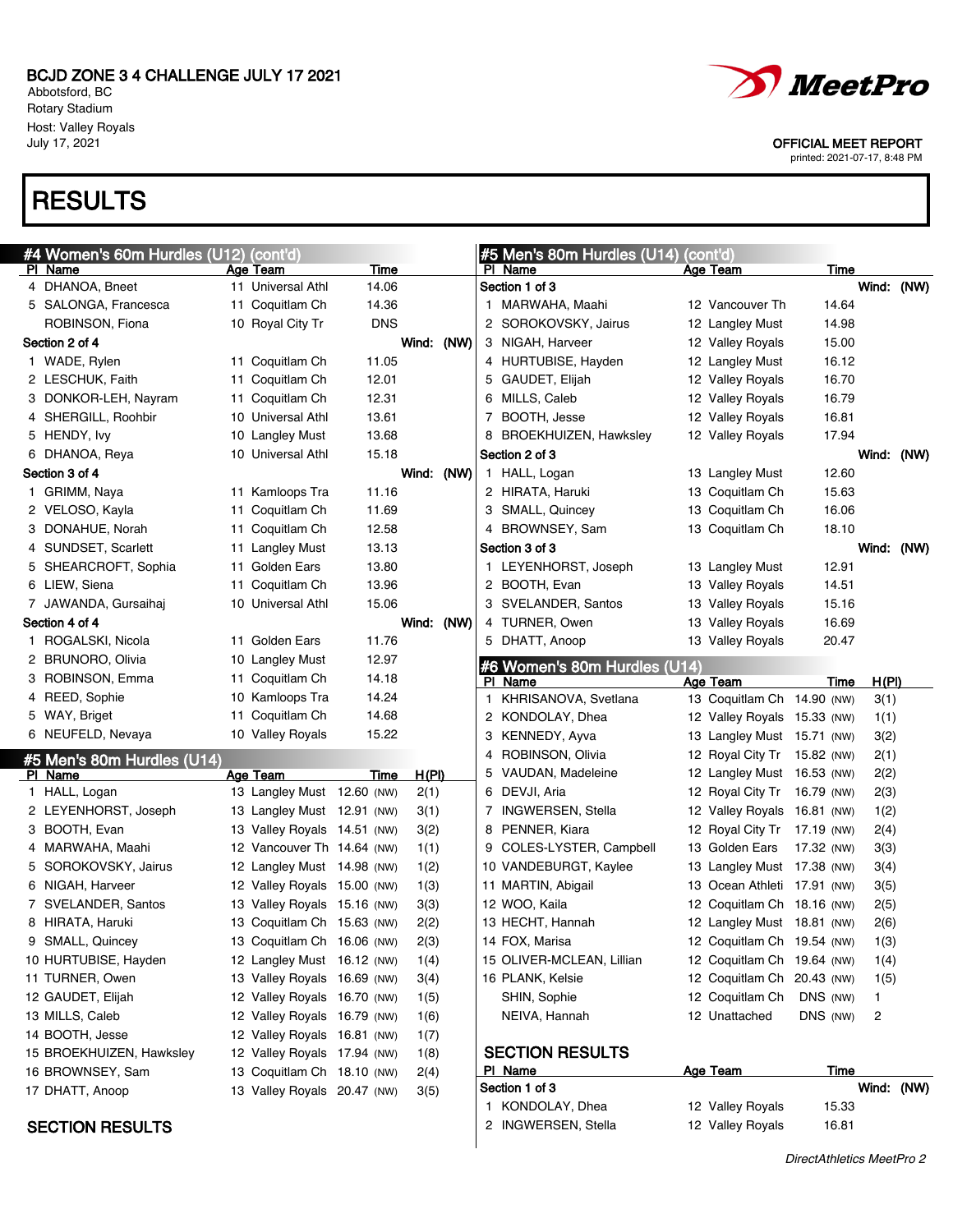BCJD ZONE 3 4 CHALLENGE JULY 17 2021
Abbotsford, BC
Rotary Stadium
Host: Valley Royals
July 17, 2021

OFFICIAL MEET REPORT
printed: 2021-07-17, 8:48 PM

# RESULTS

## #4 Women's 60m Hurdles (U12) (cont'd)

| Pl | Name | Age | Team | Time |
|---|---|---|---|---|
| 4 | DHANOA, Bneet | 11 | Universal Athl | 14.06 |
| 5 | SALONGA, Francesca | 11 | Coquitlam Ch | 14.36 |
| | ROBINSON, Fiona | 10 | Royal City Tr | DNS |
| **Section 2 of 4** | | | | **Wind: (NW)** |
| 1 | WADE, Rylen | 11 | Coquitlam Ch | 11.05 |
| 2 | LESCHUK, Faith | 11 | Coquitlam Ch | 12.01 |
| 3 | DONKOR-LEH, Nayram | 11 | Coquitlam Ch | 12.31 |
| 4 | SHERGILL, Roohbir | 10 | Universal Athl | 13.61 |
| 5 | HENDY, Ivy | 10 | Langley Must | 13.68 |
| 6 | DHANOA, Reya | 10 | Universal Athl | 15.18 |
| **Section 3 of 4** | | | | **Wind: (NW)** |
| 1 | GRIMM, Naya | 11 | Kamloops Tra | 11.16 |
| 2 | VELOSO, Kayla | 11 | Coquitlam Ch | 11.69 |
| 3 | DONAHUE, Norah | 11 | Coquitlam Ch | 12.58 |
| 4 | SUNDSET, Scarlett | 11 | Langley Must | 13.13 |
| 5 | SHEARCROFT, Sophia | 11 | Golden Ears | 13.80 |
| 6 | LIEW, Siena | 11 | Coquitlam Ch | 13.96 |
| 7 | JAWANDA, Gursaihaj | 10 | Universal Athl | 15.06 |
| **Section 4 of 4** | | | | **Wind: (NW)** |
| 1 | ROGALSKI, Nicola | 11 | Golden Ears | 11.76 |
| 2 | BRUNORO, Olivia | 10 | Langley Must | 12.97 |
| 3 | ROBINSON, Emma | 11 | Coquitlam Ch | 14.18 |
| 4 | REED, Sophie | 10 | Kamloops Tra | 14.24 |
| 5 | WAY, Briget | 11 | Coquitlam Ch | 14.68 |
| 6 | NEUFELD, Nevaya | 10 | Valley Royals | 15.22 |

## #5 Men's 80m Hurdles (U14)

| Pl | Name | Age | Team | Time | | H(Pl) |
|---|---|---|---|---|---|---|
| 1 | HALL, Logan | 13 | Langley Must | 12.60 | (NW) | 2(1) |
| 2 | LEYENHORST, Joseph | 13 | Langley Must | 12.91 | (NW) | 3(1) |
| 3 | BOOTH, Evan | 13 | Valley Royals | 14.51 | (NW) | 3(2) |
| 4 | MARWAHA, Maahi | 12 | Vancouver Th | 14.64 | (NW) | 1(1) |
| 5 | SOROKOVSKY, Jairus | 12 | Langley Must | 14.98 | (NW) | 1(2) |
| 6 | NIGAH, Harveer | 12 | Valley Royals | 15.00 | (NW) | 1(3) |
| 7 | SVELANDER, Santos | 13 | Valley Royals | 15.16 | (NW) | 3(3) |
| 8 | HIRATA, Haruki | 13 | Coquitlam Ch | 15.63 | (NW) | 2(2) |
| 9 | SMALL, Quincey | 13 | Coquitlam Ch | 16.06 | (NW) | 2(3) |
| 10 | HURTUBISE, Hayden | 12 | Langley Must | 16.12 | (NW) | 1(4) |
| 11 | TURNER, Owen | 13 | Valley Royals | 16.69 | (NW) | 3(4) |
| 12 | GAUDET, Elijah | 12 | Valley Royals | 16.70 | (NW) | 1(5) |
| 13 | MILLS, Caleb | 12 | Valley Royals | 16.79 | (NW) | 1(6) |
| 14 | BOOTH, Jesse | 12 | Valley Royals | 16.81 | (NW) | 1(7) |
| 15 | BROEKHUIZEN, Hawksley | 12 | Valley Royals | 17.94 | (NW) | 1(8) |
| 16 | BROWNSEY, Sam | 13 | Coquitlam Ch | 18.10 | (NW) | 2(4) |
| 17 | DHATT, Anoop | 13 | Valley Royals | 20.47 | (NW) | 3(5) |

### SECTION RESULTS

## #5 Men's 80m Hurdles (U14) (cont'd)

| Pl | Name | Age | Team | Time |
|---|---|---|---|---|
| **Section 1 of 3** | | | | **Wind: (NW)** |
| 1 | MARWAHA, Maahi | 12 | Vancouver Th | 14.64 |
| 2 | SOROKOVSKY, Jairus | 12 | Langley Must | 14.98 |
| 3 | NIGAH, Harveer | 12 | Valley Royals | 15.00 |
| 4 | HURTUBISE, Hayden | 12 | Langley Must | 16.12 |
| 5 | GAUDET, Elijah | 12 | Valley Royals | 16.70 |
| 6 | MILLS, Caleb | 12 | Valley Royals | 16.79 |
| 7 | BOOTH, Jesse | 12 | Valley Royals | 16.81 |
| 8 | BROEKHUIZEN, Hawksley | 12 | Valley Royals | 17.94 |
| **Section 2 of 3** | | | | **Wind: (NW)** |
| 1 | HALL, Logan | 13 | Langley Must | 12.60 |
| 2 | HIRATA, Haruki | 13 | Coquitlam Ch | 15.63 |
| 3 | SMALL, Quincey | 13 | Coquitlam Ch | 16.06 |
| 4 | BROWNSEY, Sam | 13 | Coquitlam Ch | 18.10 |
| **Section 3 of 3** | | | | **Wind: (NW)** |
| 1 | LEYENHORST, Joseph | 13 | Langley Must | 12.91 |
| 2 | BOOTH, Evan | 13 | Valley Royals | 14.51 |
| 3 | SVELANDER, Santos | 13 | Valley Royals | 15.16 |
| 4 | TURNER, Owen | 13 | Valley Royals | 16.69 |
| 5 | DHATT, Anoop | 13 | Valley Royals | 20.47 |

## #6 Women's 80m Hurdles (U14)

| Pl | Name | Age | Team | Time | | H(Pl) |
|---|---|---|---|---|---|---|
| 1 | KHRISANOVA, Svetlana | 13 | Coquitlam Ch | 14.90 | (NW) | 3(1) |
| 2 | KONDOLAY, Dhea | 12 | Valley Royals | 15.33 | (NW) | 1(1) |
| 3 | KENNEDY, Ayva | 13 | Langley Must | 15.71 | (NW) | 3(2) |
| 4 | ROBINSON, Olivia | 12 | Royal City Tr | 15.82 | (NW) | 2(1) |
| 5 | VAUDAN, Madeleine | 12 | Langley Must | 16.53 | (NW) | 2(2) |
| 6 | DEVJI, Aria | 12 | Royal City Tr | 16.79 | (NW) | 2(3) |
| 7 | INGWERSEN, Stella | 12 | Valley Royals | 16.81 | (NW) | 1(2) |
| 8 | PENNER, Kiara | 12 | Royal City Tr | 17.19 | (NW) | 2(4) |
| 9 | COLES-LYSTER, Campbell | 13 | Golden Ears | 17.32 | (NW) | 3(3) |
| 10 | VANDEBURGT, Kaylee | 13 | Langley Must | 17.38 | (NW) | 3(4) |
| 11 | MARTIN, Abigail | 13 | Ocean Athleti | 17.91 | (NW) | 3(5) |
| 12 | WOO, Kaila | 12 | Coquitlam Ch | 18.16 | (NW) | 2(5) |
| 13 | HECHT, Hannah | 12 | Langley Must | 18.81 | (NW) | 2(6) |
| 14 | FOX, Marisa | 12 | Coquitlam Ch | 19.54 | (NW) | 1(3) |
| 15 | OLIVER-MCLEAN, Lillian | 12 | Coquitlam Ch | 19.64 | (NW) | 1(4) |
| 16 | PLANK, Kelsie | 12 | Coquitlam Ch | 20.43 | (NW) | 1(5) |
| | SHIN, Sophie | 12 | Coquitlam Ch | DNS | (NW) | 1 |
| | NEIVA, Hannah | 12 | Unattached | DNS | (NW) | 2 |

### SECTION RESULTS

| Pl | Name | Age | Team | Time |
|---|---|---|---|---|
| **Section 1 of 3** | | | | **Wind: (NW)** |
| 1 | KONDOLAY, Dhea | 12 | Valley Royals | 15.33 |
| 2 | INGWERSEN, Stella | 12 | Valley Royals | 16.81 |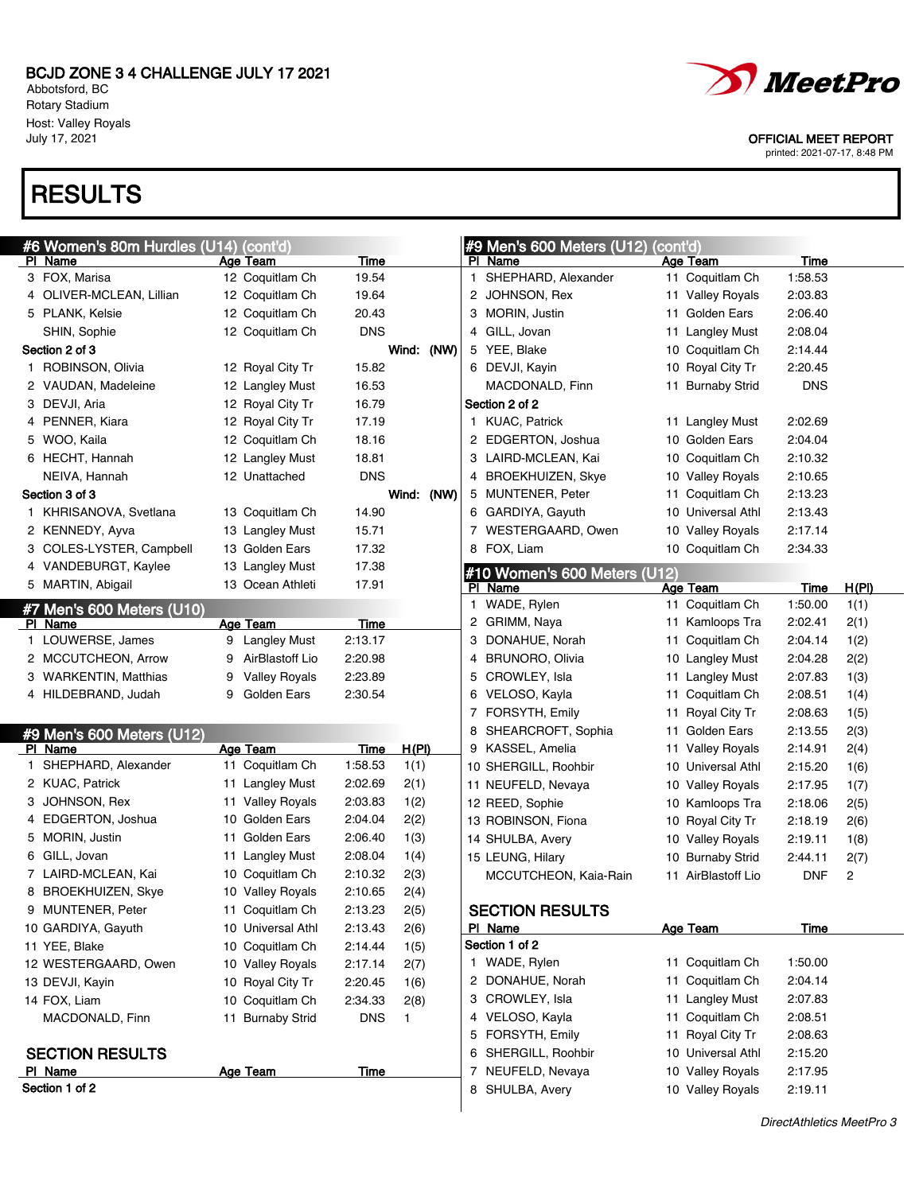# BCJD ZONE 3 4 CHALLENGE JULY 17 2021

Abbotsford, BC
Rotary Stadium
Host: Valley Royals
July 17, 2021

OFFICIAL MEET REPORT
printed: 2021-07-17, 8:48 PM

# RESULTS

## #6 Women's 80m Hurdles (U14) (cont'd)

| Pl | Name | Age | Team | Time |
|---|---|---|---|---|
| 3 | FOX, Marisa | 12 | Coquitlam Ch | 19.54 |
| 4 | OLIVER-MCLEAN, Lillian | 12 | Coquitlam Ch | 19.64 |
| 5 | PLANK, Kelsie | 12 | Coquitlam Ch | 20.43 |
| | SHIN, Sophie | 12 | Coquitlam Ch | DNS |
| **Section 2 of 3** | | | Wind: (NW) | |
| 1 | ROBINSON, Olivia | 12 | Royal City Tr | 15.82 |
| 2 | VAUDAN, Madeleine | 12 | Langley Must | 16.53 |
| 3 | DEVJI, Aria | 12 | Royal City Tr | 16.79 |
| 4 | PENNER, Kiara | 12 | Royal City Tr | 17.19 |
| 5 | WOO, Kaila | 12 | Coquitlam Ch | 18.16 |
| 6 | HECHT, Hannah | 12 | Langley Must | 18.81 |
| | NEIVA, Hannah | 12 | Unattached | DNS |
| **Section 3 of 3** | | | Wind: (NW) | |
| 1 | KHRISANOVA, Svetlana | 13 | Coquitlam Ch | 14.90 |
| 2 | KENNEDY, Ayva | 13 | Langley Must | 15.71 |
| 3 | COLES-LYSTER, Campbell | 13 | Golden Ears | 17.32 |
| 4 | VANDEBURGT, Kaylee | 13 | Langley Must | 17.38 |
| 5 | MARTIN, Abigail | 13 | Ocean Athleti | 17.91 |

## #7 Men's 600 Meters (U10)

| Pl | Name | Age | Team | Time |
|---|---|---|---|---|
| 1 | LOUWERSE, James | 9 | Langley Must | 2:13.17 |
| 2 | MCCUTCHEON, Arrow | 9 | AirBlastoff Lio | 2:20.98 |
| 3 | WARKENTIN, Matthias | 9 | Valley Royals | 2:23.89 |
| 4 | HILDEBRAND, Judah | 9 | Golden Ears | 2:30.54 |

## #9 Men's 600 Meters (U12)

| Pl | Name | Age | Team | Time | H(Pl) |
|---|---|---|---|---|---|
| 1 | SHEPHARD, Alexander | 11 | Coquitlam Ch | 1:58.53 | 1(1) |
| 2 | KUAC, Patrick | 11 | Langley Must | 2:02.69 | 2(1) |
| 3 | JOHNSON, Rex | 11 | Valley Royals | 2:03.83 | 1(2) |
| 4 | EDGERTON, Joshua | 10 | Golden Ears | 2:04.04 | 2(2) |
| 5 | MORIN, Justin | 11 | Golden Ears | 2:06.40 | 1(3) |
| 6 | GILL, Jovan | 11 | Langley Must | 2:08.04 | 1(4) |
| 7 | LAIRD-MCLEAN, Kai | 10 | Coquitlam Ch | 2:10.32 | 2(3) |
| 8 | BROEKHUIZEN, Skye | 10 | Valley Royals | 2:10.65 | 2(4) |
| 9 | MUNTENER, Peter | 11 | Coquitlam Ch | 2:13.23 | 2(5) |
| 10 | GARDIYA, Gayuth | 10 | Universal Athl | 2:13.43 | 2(6) |
| 11 | YEE, Blake | 10 | Coquitlam Ch | 2:14.44 | 1(5) |
| 12 | WESTERGAARD, Owen | 10 | Valley Royals | 2:17.14 | 2(7) |
| 13 | DEVJI, Kayin | 10 | Royal City Tr | 2:20.45 | 1(6) |
| 14 | FOX, Liam | 10 | Coquitlam Ch | 2:34.33 | 2(8) |
| | MACDONALD, Finn | 11 | Burnaby Strid | DNS | 1 |

### SECTION RESULTS

| Pl | Name | Age | Team | Time |
|---|---|---|---|---|
| **Section 1 of 2** | | | | |
| 1 | SHEPHARD, Alexander | 11 | Coquitlam Ch | 1:58.53 |
| 2 | JOHNSON, Rex | 11 | Valley Royals | 2:03.83 |
| 3 | MORIN, Justin | 11 | Golden Ears | 2:06.40 |
| 4 | GILL, Jovan | 11 | Langley Must | 2:08.04 |
| 5 | YEE, Blake | 10 | Coquitlam Ch | 2:14.44 |
| 6 | DEVJI, Kayin | 10 | Royal City Tr | 2:20.45 |
| | MACDONALD, Finn | 11 | Burnaby Strid | DNS |
| **Section 2 of 2** | | | | |
| 1 | KUAC, Patrick | 11 | Langley Must | 2:02.69 |
| 2 | EDGERTON, Joshua | 10 | Golden Ears | 2:04.04 |
| 3 | LAIRD-MCLEAN, Kai | 10 | Coquitlam Ch | 2:10.32 |
| 4 | BROEKHUIZEN, Skye | 10 | Valley Royals | 2:10.65 |
| 5 | MUNTENER, Peter | 11 | Coquitlam Ch | 2:13.23 |
| 6 | GARDIYA, Gayuth | 10 | Universal Athl | 2:13.43 |
| 7 | WESTERGAARD, Owen | 10 | Valley Royals | 2:17.14 |
| 8 | FOX, Liam | 10 | Coquitlam Ch | 2:34.33 |

## #10 Women's 600 Meters (U12)

| Pl | Name | Age | Team | Time | H(Pl) |
|---|---|---|---|---|---|
| 1 | WADE, Rylen | 11 | Coquitlam Ch | 1:50.00 | 1(1) |
| 2 | GRIMM, Naya | 11 | Kamloops Tra | 2:02.41 | 2(1) |
| 3 | DONAHUE, Norah | 11 | Coquitlam Ch | 2:04.14 | 1(2) |
| 4 | BRUNORO, Olivia | 10 | Langley Must | 2:04.28 | 2(2) |
| 5 | CROWLEY, Isla | 11 | Langley Must | 2:07.83 | 1(3) |
| 6 | VELOSO, Kayla | 11 | Coquitlam Ch | 2:08.51 | 1(4) |
| 7 | FORSYTH, Emily | 11 | Royal City Tr | 2:08.63 | 1(5) |
| 8 | SHEARCROFT, Sophia | 11 | Golden Ears | 2:13.55 | 2(3) |
| 9 | KASSEL, Amelia | 11 | Valley Royals | 2:14.91 | 2(4) |
| 10 | SHERGILL, Roohbir | 10 | Universal Athl | 2:15.20 | 1(6) |
| 11 | NEUFELD, Nevaya | 10 | Valley Royals | 2:17.95 | 1(7) |
| 12 | REED, Sophie | 10 | Kamloops Tra | 2:18.06 | 2(5) |
| 13 | ROBINSON, Fiona | 10 | Royal City Tr | 2:18.19 | 2(6) |
| 14 | SHULBA, Avery | 10 | Valley Royals | 2:19.11 | 1(8) |
| 15 | LEUNG, Hilary | 10 | Burnaby Strid | 2:44.11 | 2(7) |
| | MCCUTCHEON, Kaia-Rain | 11 | AirBlastoff Lio | DNF | 2 |

### SECTION RESULTS

| Pl | Name | Age | Team | Time |
|---|---|---|---|---|
| **Section 1 of 2** | | | | |
| 1 | WADE, Rylen | 11 | Coquitlam Ch | 1:50.00 |
| 2 | DONAHUE, Norah | 11 | Coquitlam Ch | 2:04.14 |
| 3 | CROWLEY, Isla | 11 | Langley Must | 2:07.83 |
| 4 | VELOSO, Kayla | 11 | Coquitlam Ch | 2:08.51 |
| 5 | FORSYTH, Emily | 11 | Royal City Tr | 2:08.63 |
| 6 | SHERGILL, Roohbir | 10 | Universal Athl | 2:15.20 |
| 7 | NEUFELD, Nevaya | 10 | Valley Royals | 2:17.95 |
| 8 | SHULBA, Avery | 10 | Valley Royals | 2:19.11 |

*DirectAthletics MeetPro 3*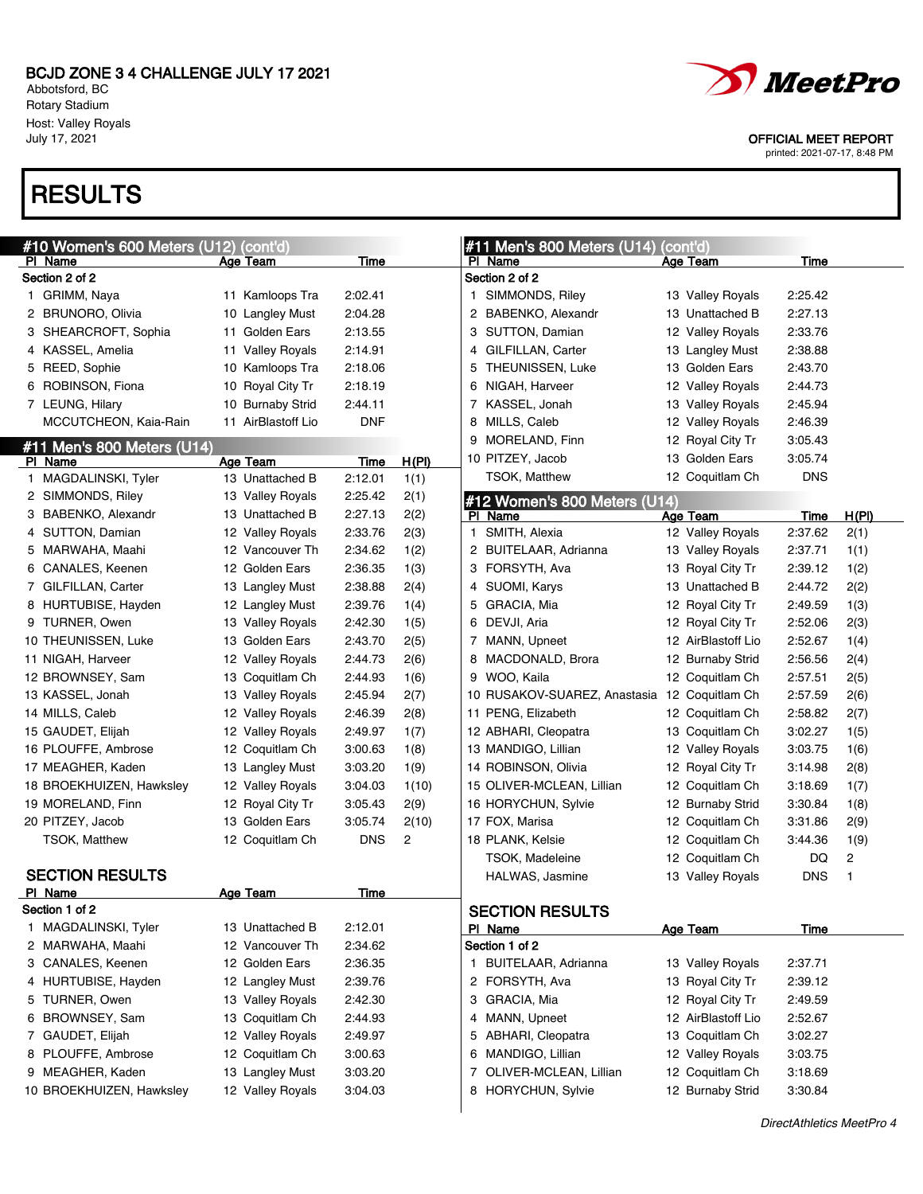# BCJD ZONE 3 4 CHALLENGE JULY 17 2021

Abbotsford, BC
Rotary Stadium
Host: Valley Royals
July 17, 2021

OFFICIAL MEET REPORT
printed: 2021-07-17, 8:48 PM

# RESULTS

## #10 Women's 600 Meters (U12) (cont'd)

Section 2 of 2

| Pl | Name | Age | Team | Time |
|---|---|---|---|---|
| 1 | GRIMM, Naya | 11 | Kamloops Tra | 2:02.41 |
| 2 | BRUNORO, Olivia | 10 | Langley Must | 2:04.28 |
| 3 | SHEARCROFT, Sophia | 11 | Golden Ears | 2:13.55 |
| 4 | KASSEL, Amelia | 11 | Valley Royals | 2:14.91 |
| 5 | REED, Sophie | 10 | Kamloops Tra | 2:18.06 |
| 6 | ROBINSON, Fiona | 10 | Royal City Tr | 2:18.19 |
| 7 | LEUNG, Hilary | 10 | Burnaby Strid | 2:44.11 |
| | MCCUTCHEON, Kaia-Rain | 11 | AirBlastoff Lio | DNF |

## #11 Men's 800 Meters (U14)

| Pl | Name | Age | Team | Time | H(Pl) |
|---|---|---|---|---|---|
| 1 | MAGDALINSKI, Tyler | 13 | Unattached B | 2:12.01 | 1(1) |
| 2 | SIMMONDS, Riley | 13 | Valley Royals | 2:25.42 | 2(1) |
| 3 | BABENKO, Alexandr | 13 | Unattached B | 2:27.13 | 2(2) |
| 4 | SUTTON, Damian | 12 | Valley Royals | 2:33.76 | 2(3) |
| 5 | MARWAHA, Maahi | 12 | Vancouver Th | 2:34.62 | 1(2) |
| 6 | CANALES, Keenen | 12 | Golden Ears | 2:36.35 | 1(3) |
| 7 | GILFILLAN, Carter | 13 | Langley Must | 2:38.88 | 2(4) |
| 8 | HURTUBISE, Hayden | 12 | Langley Must | 2:39.76 | 1(4) |
| 9 | TURNER, Owen | 13 | Valley Royals | 2:42.30 | 1(5) |
| 10 | THEUNISSEN, Luke | 13 | Golden Ears | 2:43.70 | 2(5) |
| 11 | NIGAH, Harveer | 12 | Valley Royals | 2:44.73 | 2(6) |
| 12 | BROWNSEY, Sam | 13 | Coquitlam Ch | 2:44.93 | 1(6) |
| 13 | KASSEL, Jonah | 13 | Valley Royals | 2:45.94 | 2(7) |
| 14 | MILLS, Caleb | 12 | Valley Royals | 2:46.39 | 2(8) |
| 15 | GAUDET, Elijah | 12 | Valley Royals | 2:49.97 | 1(7) |
| 16 | PLOUFFE, Ambrose | 12 | Coquitlam Ch | 3:00.63 | 1(8) |
| 17 | MEAGHER, Kaden | 13 | Langley Must | 3:03.20 | 1(9) |
| 18 | BROEKHUIZEN, Hawksley | 12 | Valley Royals | 3:04.03 | 1(10) |
| 19 | MORELAND, Finn | 12 | Royal City Tr | 3:05.43 | 2(9) |
| 20 | PITZEY, Jacob | 13 | Golden Ears | 3:05.74 | 2(10) |
| | TSOK, Matthew | 12 | Coquitlam Ch | DNS | 2 |

### SECTION RESULTS

Section 1 of 2

| Pl | Name | Age | Team | Time |
|---|---|---|---|---|
| 1 | MAGDALINSKI, Tyler | 13 | Unattached B | 2:12.01 |
| 2 | MARWAHA, Maahi | 12 | Vancouver Th | 2:34.62 |
| 3 | CANALES, Keenen | 12 | Golden Ears | 2:36.35 |
| 4 | HURTUBISE, Hayden | 12 | Langley Must | 2:39.76 |
| 5 | TURNER, Owen | 13 | Valley Royals | 2:42.30 |
| 6 | BROWNSEY, Sam | 13 | Coquitlam Ch | 2:44.93 |
| 7 | GAUDET, Elijah | 12 | Valley Royals | 2:49.97 |
| 8 | PLOUFFE, Ambrose | 12 | Coquitlam Ch | 3:00.63 |
| 9 | MEAGHER, Kaden | 13 | Langley Must | 3:03.20 |
| 10 | BROEKHUIZEN, Hawksley | 12 | Valley Royals | 3:04.03 |

## #11 Men's 800 Meters (U14) (cont'd)

Section 2 of 2

| Pl | Name | Age | Team | Time |
|---|---|---|---|---|
| 1 | SIMMONDS, Riley | 13 | Valley Royals | 2:25.42 |
| 2 | BABENKO, Alexandr | 13 | Unattached B | 2:27.13 |
| 3 | SUTTON, Damian | 12 | Valley Royals | 2:33.76 |
| 4 | GILFILLAN, Carter | 13 | Langley Must | 2:38.88 |
| 5 | THEUNISSEN, Luke | 13 | Golden Ears | 2:43.70 |
| 6 | NIGAH, Harveer | 12 | Valley Royals | 2:44.73 |
| 7 | KASSEL, Jonah | 13 | Valley Royals | 2:45.94 |
| 8 | MILLS, Caleb | 12 | Valley Royals | 2:46.39 |
| 9 | MORELAND, Finn | 12 | Royal City Tr | 3:05.43 |
| 10 | PITZEY, Jacob | 13 | Golden Ears | 3:05.74 |
| | TSOK, Matthew | 12 | Coquitlam Ch | DNS |

## #12 Women's 800 Meters (U14)

| Pl | Name | Age | Team | Time | H(Pl) |
|---|---|---|---|---|---|
| 1 | SMITH, Alexia | 12 | Valley Royals | 2:37.62 | 2(1) |
| 2 | BUITELAAR, Adrianna | 13 | Valley Royals | 2:37.71 | 1(1) |
| 3 | FORSYTH, Ava | 13 | Royal City Tr | 2:39.12 | 1(2) |
| 4 | SUOMI, Karys | 13 | Unattached B | 2:44.72 | 2(2) |
| 5 | GRACIA, Mia | 12 | Royal City Tr | 2:49.59 | 1(3) |
| 6 | DEVJI, Aria | 12 | Royal City Tr | 2:52.06 | 2(3) |
| 7 | MANN, Upneet | 12 | AirBlastoff Lio | 2:52.67 | 1(4) |
| 8 | MACDONALD, Brora | 12 | Burnaby Strid | 2:56.56 | 2(4) |
| 9 | WOO, Kaila | 12 | Coquitlam Ch | 2:57.51 | 2(5) |
| 10 | RUSAKOV-SUAREZ, Anastasia | 12 | Coquitlam Ch | 2:57.59 | 2(6) |
| 11 | PENG, Elizabeth | 12 | Coquitlam Ch | 2:58.82 | 2(7) |
| 12 | ABHARI, Cleopatra | 13 | Coquitlam Ch | 3:02.27 | 1(5) |
| 13 | MANDIGO, Lillian | 12 | Valley Royals | 3:03.75 | 1(6) |
| 14 | ROBINSON, Olivia | 12 | Royal City Tr | 3:14.98 | 2(8) |
| 15 | OLIVER-MCLEAN, Lillian | 12 | Coquitlam Ch | 3:18.69 | 1(7) |
| 16 | HORYCHUN, Sylvie | 12 | Burnaby Strid | 3:30.84 | 1(8) |
| 17 | FOX, Marisa | 12 | Coquitlam Ch | 3:31.86 | 2(9) |
| 18 | PLANK, Kelsie | 12 | Coquitlam Ch | 3:44.36 | 1(9) |
| | TSOK, Madeleine | 12 | Coquitlam Ch | DQ | 2 |
| | HALWAS, Jasmine | 13 | Valley Royals | DNS | 1 |

### SECTION RESULTS

Section 1 of 2

| Pl | Name | Age | Team | Time |
|---|---|---|---|---|
| 1 | BUITELAAR, Adrianna | 13 | Valley Royals | 2:37.71 |
| 2 | FORSYTH, Ava | 13 | Royal City Tr | 2:39.12 |
| 3 | GRACIA, Mia | 12 | Royal City Tr | 2:49.59 |
| 4 | MANN, Upneet | 12 | AirBlastoff Lio | 2:52.67 |
| 5 | ABHARI, Cleopatra | 13 | Coquitlam Ch | 3:02.27 |
| 6 | MANDIGO, Lillian | 12 | Valley Royals | 3:03.75 |
| 7 | OLIVER-MCLEAN, Lillian | 12 | Coquitlam Ch | 3:18.69 |
| 8 | HORYCHUN, Sylvie | 12 | Burnaby Strid | 3:30.84 |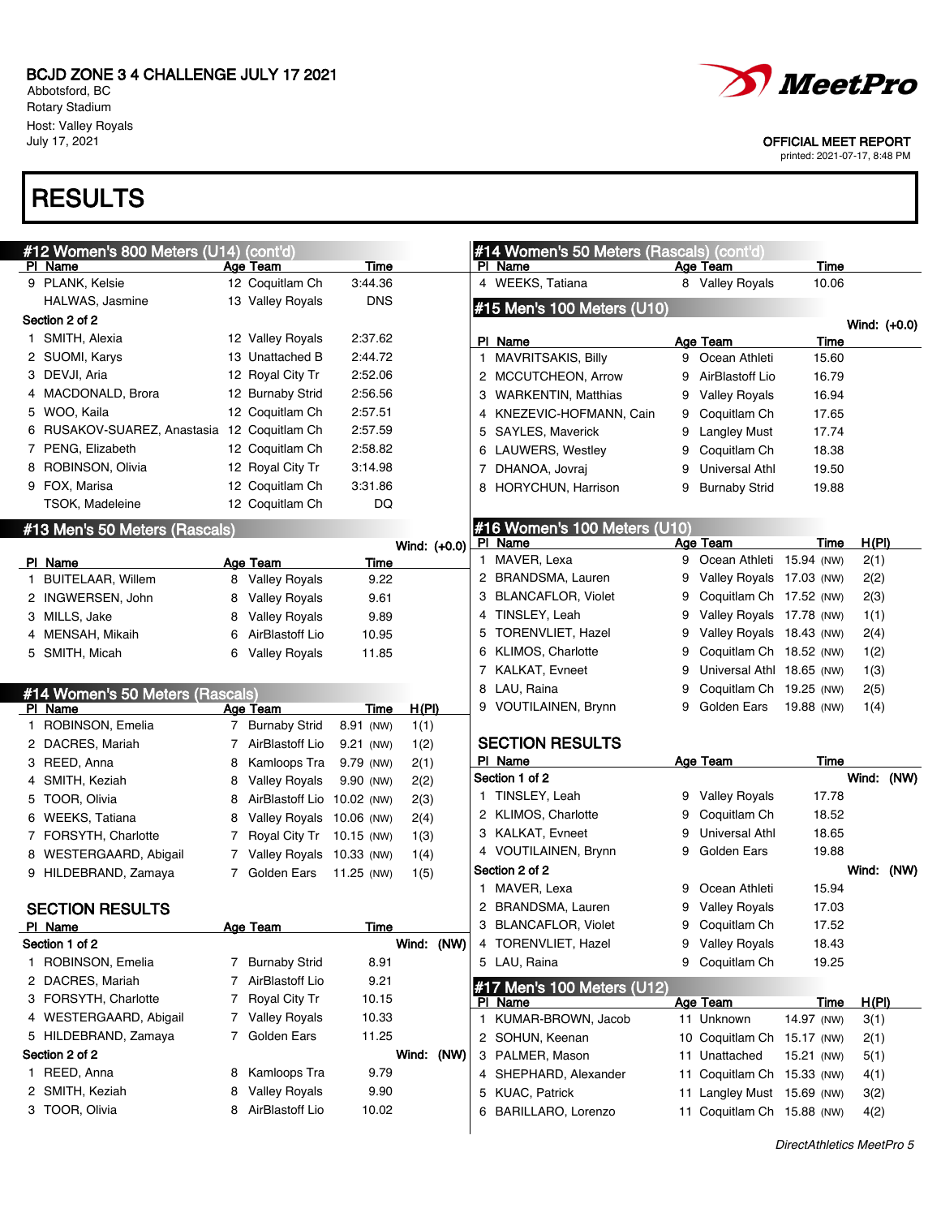BCJD ZONE 3 4 CHALLENGE JULY 17 2021
Abbotsford, BC
Rotary Stadium
Host: Valley Royals
July 17, 2021

OFFICIAL MEET REPORT
printed: 2021-07-17, 8:48 PM

# RESULTS

## #12 Women's 800 Meters (U14) (cont'd)

| Pl | Name | Age | Team | Time |
|---|---|---|---|---|
| 9 | PLANK, Kelsie | 12 | Coquitlam Ch | 3:44.36 |
| | HALWAS, Jasmine | 13 | Valley Royals | DNS |

**Section 2 of 2**

| Pl | Name | Age | Team | Time |
|---|---|---|---|---|
| 1 | SMITH, Alexia | 12 | Valley Royals | 2:37.62 |
| 2 | SUOMI, Karys | 13 | Unattached B | 2:44.72 |
| 3 | DEVJI, Aria | 12 | Royal City Tr | 2:52.06 |
| 4 | MACDONALD, Brora | 12 | Burnaby Strid | 2:56.56 |
| 5 | WOO, Kaila | 12 | Coquitlam Ch | 2:57.51 |
| 6 | RUSAKOV-SUAREZ, Anastasia | 12 | Coquitlam Ch | 2:57.59 |
| 7 | PENG, Elizabeth | 12 | Coquitlam Ch | 2:58.82 |
| 8 | ROBINSON, Olivia | 12 | Royal City Tr | 3:14.98 |
| 9 | FOX, Marisa | 12 | Coquitlam Ch | 3:31.86 |
| | TSOK, Madeleine | 12 | Coquitlam Ch | DQ |

## #13 Men's 50 Meters (Rascals)

Wind: (+0.0)

| Pl | Name | Age | Team | Time |
|---|---|---|---|---|
| 1 | BUITELAAR, Willem | 8 | Valley Royals | 9.22 |
| 2 | INGWERSEN, John | 8 | Valley Royals | 9.61 |
| 3 | MILLS, Jake | 8 | Valley Royals | 9.89 |
| 4 | MENSAH, Mikaih | 6 | AirBlastoff Lio | 10.95 |
| 5 | SMITH, Micah | 6 | Valley Royals | 11.85 |

## #14 Women's 50 Meters (Rascals)

| Pl | Name | Age | Team | Time | H(Pl) |
|---|---|---|---|---|---|
| 1 | ROBINSON, Emelia | 7 | Burnaby Strid | 8.91 (NW) | 1(1) |
| 2 | DACRES, Mariah | 7 | AirBlastoff Lio | 9.21 (NW) | 1(2) |
| 3 | REED, Anna | 8 | Kamloops Tra | 9.79 (NW) | 2(1) |
| 4 | SMITH, Keziah | 8 | Valley Royals | 9.90 (NW) | 2(2) |
| 5 | TOOR, Olivia | 8 | AirBlastoff Lio | 10.02 (NW) | 2(3) |
| 6 | WEEKS, Tatiana | 8 | Valley Royals | 10.06 (NW) | 2(4) |
| 7 | FORSYTH, Charlotte | 7 | Royal City Tr | 10.15 (NW) | 1(3) |
| 8 | WESTERGAARD, Abigail | 7 | Valley Royals | 10.33 (NW) | 1(4) |
| 9 | HILDEBRAND, Zamaya | 7 | Golden Ears | 11.25 (NW) | 1(5) |

### SECTION RESULTS

**Section 1 of 2** — Wind: (NW)

| Pl | Name | Age | Team | Time |
|---|---|---|---|---|
| 1 | ROBINSON, Emelia | 7 | Burnaby Strid | 8.91 |
| 2 | DACRES, Mariah | 7 | AirBlastoff Lio | 9.21 |
| 3 | FORSYTH, Charlotte | 7 | Royal City Tr | 10.15 |
| 4 | WESTERGAARD, Abigail | 7 | Valley Royals | 10.33 |
| 5 | HILDEBRAND, Zamaya | 7 | Golden Ears | 11.25 |

**Section 2 of 2** — Wind: (NW)

| Pl | Name | Age | Team | Time |
|---|---|---|---|---|
| 1 | REED, Anna | 8 | Kamloops Tra | 9.79 |
| 2 | SMITH, Keziah | 8 | Valley Royals | 9.90 |
| 3 | TOOR, Olivia | 8 | AirBlastoff Lio | 10.02 |

## #14 Women's 50 Meters (Rascals) (cont'd)

| Pl | Name | Age | Team | Time |
|---|---|---|---|---|
| 4 | WEEKS, Tatiana | 8 | Valley Royals | 10.06 |

## #15 Men's 100 Meters (U10)

Wind: (+0.0)

| Pl | Name | Age | Team | Time |
|---|---|---|---|---|
| 1 | MAVRITSAKIS, Billy | 9 | Ocean Athleti | 15.60 |
| 2 | MCCUTCHEON, Arrow | 9 | AirBlastoff Lio | 16.79 |
| 3 | WARKENTIN, Matthias | 9 | Valley Royals | 16.94 |
| 4 | KNEZEVIC-HOFMANN, Cain | 9 | Coquitlam Ch | 17.65 |
| 5 | SAYLES, Maverick | 9 | Langley Must | 17.74 |
| 6 | LAUWERS, Westley | 9 | Coquitlam Ch | 18.38 |
| 7 | DHANOA, Jovraj | 9 | Universal Athl | 19.50 |
| 8 | HORYCHUN, Harrison | 9 | Burnaby Strid | 19.88 |

## #16 Women's 100 Meters (U10)

| Pl | Name | Age | Team | Time | H(Pl) |
|---|---|---|---|---|---|
| 1 | MAVER, Lexa | 9 | Ocean Athleti | 15.94 (NW) | 2(1) |
| 2 | BRANDSMA, Lauren | 9 | Valley Royals | 17.03 (NW) | 2(2) |
| 3 | BLANCAFLOR, Violet | 9 | Coquitlam Ch | 17.52 (NW) | 2(3) |
| 4 | TINSLEY, Leah | 9 | Valley Royals | 17.78 (NW) | 1(1) |
| 5 | TORENVLIET, Hazel | 9 | Valley Royals | 18.43 (NW) | 2(4) |
| 6 | KLIMOS, Charlotte | 9 | Coquitlam Ch | 18.52 (NW) | 1(2) |
| 7 | KALKAT, Evneet | 9 | Universal Athl | 18.65 (NW) | 1(3) |
| 8 | LAU, Raina | 9 | Coquitlam Ch | 19.25 (NW) | 2(5) |
| 9 | VOUTILAINEN, Brynn | 9 | Golden Ears | 19.88 (NW) | 1(4) |

### SECTION RESULTS

**Section 1 of 2** — Wind: (NW)

| Pl | Name | Age | Team | Time |
|---|---|---|---|---|
| 1 | TINSLEY, Leah | 9 | Valley Royals | 17.78 |
| 2 | KLIMOS, Charlotte | 9 | Coquitlam Ch | 18.52 |
| 3 | KALKAT, Evneet | 9 | Universal Athl | 18.65 |
| 4 | VOUTILAINEN, Brynn | 9 | Golden Ears | 19.88 |

**Section 2 of 2** — Wind: (NW)

| Pl | Name | Age | Team | Time |
|---|---|---|---|---|
| 1 | MAVER, Lexa | 9 | Ocean Athleti | 15.94 |
| 2 | BRANDSMA, Lauren | 9 | Valley Royals | 17.03 |
| 3 | BLANCAFLOR, Violet | 9 | Coquitlam Ch | 17.52 |
| 4 | TORENVLIET, Hazel | 9 | Valley Royals | 18.43 |
| 5 | LAU, Raina | 9 | Coquitlam Ch | 19.25 |

## #17 Men's 100 Meters (U12)

| Pl | Name | Age | Team | Time | H(Pl) |
|---|---|---|---|---|---|
| 1 | KUMAR-BROWN, Jacob | 11 | Unknown | 14.97 (NW) | 3(1) |
| 2 | SOHUN, Keenan | 10 | Coquitlam Ch | 15.17 (NW) | 2(1) |
| 3 | PALMER, Mason | 11 | Unattached | 15.21 (NW) | 5(1) |
| 4 | SHEPHARD, Alexander | 11 | Coquitlam Ch | 15.33 (NW) | 4(1) |
| 5 | KUAC, Patrick | 11 | Langley Must | 15.69 (NW) | 3(2) |
| 6 | BARILLARO, Lorenzo | 11 | Coquitlam Ch | 15.88 (NW) | 4(2) |

*DirectAthletics MeetPro 5*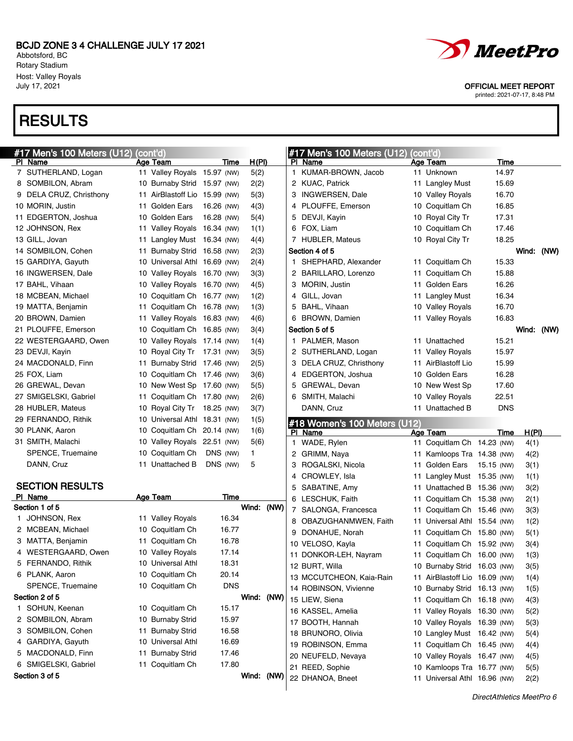BCJD ZONE 3 4 CHALLENGE JULY 17 2021
Abbotsford, BC
Rotary Stadium
Host: Valley Royals
July 17, 2021

OFFICIAL MEET REPORT
printed: 2021-07-17, 8:48 PM

# RESULTS

## #17 Men's 100 Meters (U12) (cont'd)

| Pl | Name | Age | Team | Time | | H(Pl) |
|---|---|---|---|---|---|---|
| 7 | SUTHERLAND, Logan | 11 | Valley Royals | 15.97 | (NW) | 5(2) |
| 8 | SOMBILON, Abram | 10 | Burnaby Strid | 15.97 | (NW) | 2(2) |
| 9 | DELA CRUZ, Christhony | 11 | AirBlastoff Lio | 15.99 | (NW) | 5(3) |
| 10 | MORIN, Justin | 11 | Golden Ears | 16.26 | (NW) | 4(3) |
| 11 | EDGERTON, Joshua | 10 | Golden Ears | 16.28 | (NW) | 5(4) |
| 12 | JOHNSON, Rex | 11 | Valley Royals | 16.34 | (NW) | 1(1) |
| 13 | GILL, Jovan | 11 | Langley Must | 16.34 | (NW) | 4(4) |
| 14 | SOMBILON, Cohen | 11 | Burnaby Strid | 16.58 | (NW) | 2(3) |
| 15 | GARDIYA, Gayuth | 10 | Universal Athl | 16.69 | (NW) | 2(4) |
| 16 | INGWERSEN, Dale | 10 | Valley Royals | 16.70 | (NW) | 3(3) |
| 17 | BAHL, Vihaan | 10 | Valley Royals | 16.70 | (NW) | 4(5) |
| 18 | MCBEAN, Michael | 10 | Coquitlam Ch | 16.77 | (NW) | 1(2) |
| 19 | MATTA, Benjamin | 11 | Coquitlam Ch | 16.78 | (NW) | 1(3) |
| 20 | BROWN, Damien | 11 | Valley Royals | 16.83 | (NW) | 4(6) |
| 21 | PLOUFFE, Emerson | 10 | Coquitlam Ch | 16.85 | (NW) | 3(4) |
| 22 | WESTERGAARD, Owen | 10 | Valley Royals | 17.14 | (NW) | 1(4) |
| 23 | DEVJI, Kayin | 10 | Royal City Tr | 17.31 | (NW) | 3(5) |
| 24 | MACDONALD, Finn | 11 | Burnaby Strid | 17.46 | (NW) | 2(5) |
| 25 | FOX, Liam | 10 | Coquitlam Ch | 17.46 | (NW) | 3(6) |
| 26 | GREWAL, Devan | 10 | New West Sp | 17.60 | (NW) | 5(5) |
| 27 | SMIGELSKI, Gabriel | 11 | Coquitlam Ch | 17.80 | (NW) | 2(6) |
| 28 | HUBLER, Mateus | 10 | Royal City Tr | 18.25 | (NW) | 3(7) |
| 29 | FERNANDO, Rithik | 10 | Universal Athl | 18.31 | (NW) | 1(5) |
| 30 | PLANK, Aaron | 10 | Coquitlam Ch | 20.14 | (NW) | 1(6) |
| 31 | SMITH, Malachi | 10 | Valley Royals | 22.51 | (NW) | 5(6) |
| | SPENCE, Truemaine | 10 | Coquitlam Ch | DNS | (NW) | 1 |
| | DANN, Cruz | 11 | Unattached B | DNS | (NW) | 5 |

### SECTION RESULTS

| Pl | Name | Age | Team | Time |
|---|---|---|---|---|
| **Section 1 of 5** | | | | **Wind: (NW)** |
| 1 | JOHNSON, Rex | 11 | Valley Royals | 16.34 |
| 2 | MCBEAN, Michael | 10 | Coquitlam Ch | 16.77 |
| 3 | MATTA, Benjamin | 11 | Coquitlam Ch | 16.78 |
| 4 | WESTERGAARD, Owen | 10 | Valley Royals | 17.14 |
| 5 | FERNANDO, Rithik | 10 | Universal Athl | 18.31 |
| 6 | PLANK, Aaron | 10 | Coquitlam Ch | 20.14 |
| | SPENCE, Truemaine | 10 | Coquitlam Ch | DNS |
| **Section 2 of 5** | | | | **Wind: (NW)** |
| 1 | SOHUN, Keenan | 10 | Coquitlam Ch | 15.17 |
| 2 | SOMBILON, Abram | 10 | Burnaby Strid | 15.97 |
| 3 | SOMBILON, Cohen | 11 | Burnaby Strid | 16.58 |
| 4 | GARDIYA, Gayuth | 10 | Universal Athl | 16.69 |
| 5 | MACDONALD, Finn | 11 | Burnaby Strid | 17.46 |
| 6 | SMIGELSKI, Gabriel | 11 | Coquitlam Ch | 17.80 |
| **Section 3 of 5** | | | | **Wind: (NW)** |
| 1 | KUMAR-BROWN, Jacob | 11 | Unknown | 14.97 |
| 2 | KUAC, Patrick | 11 | Langley Must | 15.69 |
| 3 | INGWERSEN, Dale | 10 | Valley Royals | 16.70 |
| 4 | PLOUFFE, Emerson | 10 | Coquitlam Ch | 16.85 |
| 5 | DEVJI, Kayin | 10 | Royal City Tr | 17.31 |
| 6 | FOX, Liam | 10 | Coquitlam Ch | 17.46 |
| 7 | HUBLER, Mateus | 10 | Royal City Tr | 18.25 |
| **Section 4 of 5** | | | | **Wind: (NW)** |
| 1 | SHEPHARD, Alexander | 11 | Coquitlam Ch | 15.33 |
| 2 | BARILLARO, Lorenzo | 11 | Coquitlam Ch | 15.88 |
| 3 | MORIN, Justin | 11 | Golden Ears | 16.26 |
| 4 | GILL, Jovan | 11 | Langley Must | 16.34 |
| 5 | BAHL, Vihaan | 10 | Valley Royals | 16.70 |
| 6 | BROWN, Damien | 11 | Valley Royals | 16.83 |
| **Section 5 of 5** | | | | **Wind: (NW)** |
| 1 | PALMER, Mason | 11 | Unattached | 15.21 |
| 2 | SUTHERLAND, Logan | 11 | Valley Royals | 15.97 |
| 3 | DELA CRUZ, Christhony | 11 | AirBlastoff Lio | 15.99 |
| 4 | EDGERTON, Joshua | 10 | Golden Ears | 16.28 |
| 5 | GREWAL, Devan | 10 | New West Sp | 17.60 |
| 6 | SMITH, Malachi | 10 | Valley Royals | 22.51 |
| | DANN, Cruz | 11 | Unattached B | DNS |

## #18 Women's 100 Meters (U12)

| Pl | Name | Age | Team | Time | | H(Pl) |
|---|---|---|---|---|---|---|
| 1 | WADE, Rylen | 11 | Coquitlam Ch | 14.23 | (NW) | 4(1) |
| 2 | GRIMM, Naya | 11 | Kamloops Tra | 14.38 | (NW) | 4(2) |
| 3 | ROGALSKI, Nicola | 11 | Golden Ears | 15.15 | (NW) | 3(1) |
| 4 | CROWLEY, Isla | 11 | Langley Must | 15.35 | (NW) | 1(1) |
| 5 | SABATINE, Amy | 11 | Unattached B | 15.36 | (NW) | 3(2) |
| 6 | LESCHUK, Faith | 11 | Coquitlam Ch | 15.38 | (NW) | 2(1) |
| 7 | SALONGA, Francesca | 11 | Coquitlam Ch | 15.46 | (NW) | 3(3) |
| 8 | OBAZUGHANMWEN, Faith | 11 | Universal Athl | 15.54 | (NW) | 1(2) |
| 9 | DONAHUE, Norah | 11 | Coquitlam Ch | 15.80 | (NW) | 5(1) |
| 10 | VELOSO, Kayla | 11 | Coquitlam Ch | 15.92 | (NW) | 3(4) |
| 11 | DONKOR-LEH, Nayram | 11 | Coquitlam Ch | 16.00 | (NW) | 1(3) |
| 12 | BURT, Willa | 10 | Burnaby Strid | 16.03 | (NW) | 3(5) |
| 13 | MCCUTCHEON, Kaia-Rain | 11 | AirBlastoff Lio | 16.09 | (NW) | 1(4) |
| 14 | ROBINSON, Vivienne | 10 | Burnaby Strid | 16.13 | (NW) | 1(5) |
| 15 | LIEW, Siena | 11 | Coquitlam Ch | 16.18 | (NW) | 4(3) |
| 16 | KASSEL, Amelia | 11 | Valley Royals | 16.30 | (NW) | 5(2) |
| 17 | BOOTH, Hannah | 10 | Valley Royals | 16.39 | (NW) | 5(3) |
| 18 | BRUNORO, Olivia | 10 | Langley Must | 16.42 | (NW) | 5(4) |
| 19 | ROBINSON, Emma | 11 | Coquitlam Ch | 16.45 | (NW) | 4(4) |
| 20 | NEUFELD, Nevaya | 10 | Valley Royals | 16.47 | (NW) | 4(5) |
| 21 | REED, Sophie | 10 | Kamloops Tra | 16.77 | (NW) | 5(5) |
| 22 | DHANOA, Bneet | 11 | Universal Athl | 16.96 | (NW) | 2(2) |

*DirectAthletics MeetPro 6*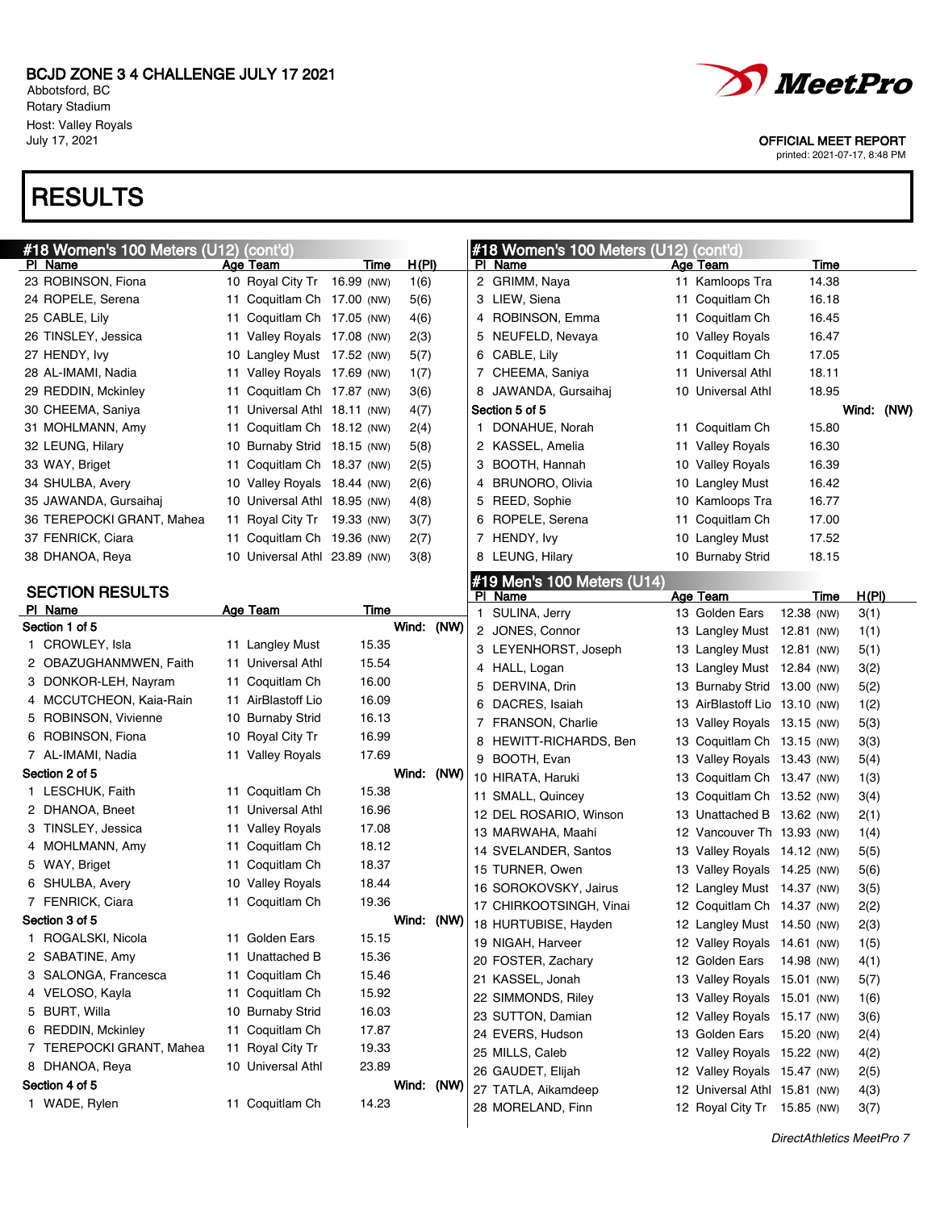# RESULTS

## #18 Women's 100 Meters (U12) (cont'd)

| Pl | Name | Age | Team | Time | | H(Pl) |
|---|---|---|---|---|---|---|
| 23 | ROBINSON, Fiona | 10 | Royal City Tr | 16.99 | (NW) | 1(6) |
| 24 | ROPELE, Serena | 11 | Coquitlam Ch | 17.00 | (NW) | 5(6) |
| 25 | CABLE, Lily | 11 | Coquitlam Ch | 17.05 | (NW) | 4(6) |
| 26 | TINSLEY, Jessica | 11 | Valley Royals | 17.08 | (NW) | 2(3) |
| 27 | HENDY, Ivy | 10 | Langley Must | 17.52 | (NW) | 5(7) |
| 28 | AL-IMAMI, Nadia | 11 | Valley Royals | 17.69 | (NW) | 1(7) |
| 29 | REDDIN, Mckinley | 11 | Coquitlam Ch | 17.87 | (NW) | 3(6) |
| 30 | CHEEMA, Saniya | 11 | Universal Athl | 18.11 | (NW) | 4(7) |
| 31 | MOHLMANN, Amy | 11 | Coquitlam Ch | 18.12 | (NW) | 2(4) |
| 32 | LEUNG, Hilary | 10 | Burnaby Strid | 18.15 | (NW) | 5(8) |
| 33 | WAY, Briget | 11 | Coquitlam Ch | 18.37 | (NW) | 2(5) |
| 34 | SHULBA, Avery | 10 | Valley Royals | 18.44 | (NW) | 2(6) |
| 35 | JAWANDA, Gursaihaj | 10 | Universal Athl | 18.95 | (NW) | 4(8) |
| 36 | TEREPOCKI GRANT, Mahea | 11 | Royal City Tr | 19.33 | (NW) | 3(7) |
| 37 | FENRICK, Ciara | 11 | Coquitlam Ch | 19.36 | (NW) | 2(7) |
| 38 | DHANOA, Reya | 10 | Universal Athl | 23.89 | (NW) | 3(8) |

### SECTION RESULTS

| Pl | Name | Age | Team | Time |
|---|---|---|---|---|
| **Section 1 of 5** | | | | **Wind: (NW)** |
| 1 | CROWLEY, Isla | 11 | Langley Must | 15.35 |
| 2 | OBAZUGHANMWEN, Faith | 11 | Universal Athl | 15.54 |
| 3 | DONKOR-LEH, Nayram | 11 | Coquitlam Ch | 16.00 |
| 4 | MCCUTCHEON, Kaia-Rain | 11 | AirBlastoff Lio | 16.09 |
| 5 | ROBINSON, Vivienne | 10 | Burnaby Strid | 16.13 |
| 6 | ROBINSON, Fiona | 10 | Royal City Tr | 16.99 |
| 7 | AL-IMAMI, Nadia | 11 | Valley Royals | 17.69 |
| **Section 2 of 5** | | | | **Wind: (NW)** |
| 1 | LESCHUK, Faith | 11 | Coquitlam Ch | 15.38 |
| 2 | DHANOA, Bneet | 11 | Universal Athl | 16.96 |
| 3 | TINSLEY, Jessica | 11 | Valley Royals | 17.08 |
| 4 | MOHLMANN, Amy | 11 | Coquitlam Ch | 18.12 |
| 5 | WAY, Briget | 11 | Coquitlam Ch | 18.37 |
| 6 | SHULBA, Avery | 10 | Valley Royals | 18.44 |
| 7 | FENRICK, Ciara | 11 | Coquitlam Ch | 19.36 |
| **Section 3 of 5** | | | | **Wind: (NW)** |
| 1 | ROGALSKI, Nicola | 11 | Golden Ears | 15.15 |
| 2 | SABATINE, Amy | 11 | Unattached B | 15.36 |
| 3 | SALONGA, Francesca | 11 | Coquitlam Ch | 15.46 |
| 4 | VELOSO, Kayla | 11 | Coquitlam Ch | 15.92 |
| 5 | BURT, Willa | 10 | Burnaby Strid | 16.03 |
| 6 | REDDIN, Mckinley | 11 | Coquitlam Ch | 17.87 |
| 7 | TEREPOCKI GRANT, Mahea | 11 | Royal City Tr | 19.33 |
| 8 | DHANOA, Reya | 10 | Universal Athl | 23.89 |
| **Section 4 of 5** | | | | **Wind: (NW)** |
| 1 | WADE, Rylen | 11 | Coquitlam Ch | 14.23 |
| 2 | GRIMM, Naya | 11 | Kamloops Tra | 14.38 |
| 3 | LIEW, Siena | 11 | Coquitlam Ch | 16.18 |
| 4 | ROBINSON, Emma | 11 | Coquitlam Ch | 16.45 |
| 5 | NEUFELD, Nevaya | 10 | Valley Royals | 16.47 |
| 6 | CABLE, Lily | 11 | Coquitlam Ch | 17.05 |
| 7 | CHEEMA, Saniya | 11 | Universal Athl | 18.11 |
| 8 | JAWANDA, Gursaihaj | 10 | Universal Athl | 18.95 |
| **Section 5 of 5** | | | | **Wind: (NW)** |
| 1 | DONAHUE, Norah | 11 | Coquitlam Ch | 15.80 |
| 2 | KASSEL, Amelia | 11 | Valley Royals | 16.30 |
| 3 | BOOTH, Hannah | 10 | Valley Royals | 16.39 |
| 4 | BRUNORO, Olivia | 10 | Langley Must | 16.42 |
| 5 | REED, Sophie | 10 | Kamloops Tra | 16.77 |
| 6 | ROPELE, Serena | 11 | Coquitlam Ch | 17.00 |
| 7 | HENDY, Ivy | 10 | Langley Must | 17.52 |
| 8 | LEUNG, Hilary | 10 | Burnaby Strid | 18.15 |

## #19 Men's 100 Meters (U14)

| Pl | Name | Age | Team | Time | | H(Pl) |
|---|---|---|---|---|---|---|
| 1 | SULINA, Jerry | 13 | Golden Ears | 12.38 | (NW) | 3(1) |
| 2 | JONES, Connor | 13 | Langley Must | 12.81 | (NW) | 1(1) |
| 3 | LEYENHORST, Joseph | 13 | Langley Must | 12.81 | (NW) | 5(1) |
| 4 | HALL, Logan | 13 | Langley Must | 12.84 | (NW) | 3(2) |
| 5 | DERVINA, Drin | 13 | Burnaby Strid | 13.00 | (NW) | 5(2) |
| 6 | DACRES, Isaiah | 13 | AirBlastoff Lio | 13.10 | (NW) | 1(2) |
| 7 | FRANSON, Charlie | 13 | Valley Royals | 13.15 | (NW) | 5(3) |
| 8 | HEWITT-RICHARDS, Ben | 13 | Coquitlam Ch | 13.15 | (NW) | 3(3) |
| 9 | BOOTH, Evan | 13 | Valley Royals | 13.43 | (NW) | 5(4) |
| 10 | HIRATA, Haruki | 13 | Coquitlam Ch | 13.47 | (NW) | 1(3) |
| 11 | SMALL, Quincey | 13 | Coquitlam Ch | 13.52 | (NW) | 3(4) |
| 12 | DEL ROSARIO, Winson | 13 | Unattached B | 13.62 | (NW) | 2(1) |
| 13 | MARWAHA, Maahi | 12 | Vancouver Th | 13.93 | (NW) | 1(4) |
| 14 | SVELANDER, Santos | 13 | Valley Royals | 14.12 | (NW) | 5(5) |
| 15 | TURNER, Owen | 13 | Valley Royals | 14.25 | (NW) | 5(6) |
| 16 | SOROKOVSKY, Jairus | 12 | Langley Must | 14.37 | (NW) | 3(5) |
| 17 | CHIRKOOTSINGH, Vinai | 12 | Coquitlam Ch | 14.37 | (NW) | 2(2) |
| 18 | HURTUBISE, Hayden | 12 | Langley Must | 14.50 | (NW) | 2(3) |
| 19 | NIGAH, Harveer | 12 | Valley Royals | 14.61 | (NW) | 1(5) |
| 20 | FOSTER, Zachary | 12 | Golden Ears | 14.98 | (NW) | 4(1) |
| 21 | KASSEL, Jonah | 13 | Valley Royals | 15.01 | (NW) | 5(7) |
| 22 | SIMMONDS, Riley | 13 | Valley Royals | 15.01 | (NW) | 1(6) |
| 23 | SUTTON, Damian | 12 | Valley Royals | 15.17 | (NW) | 3(6) |
| 24 | EVERS, Hudson | 13 | Golden Ears | 15.20 | (NW) | 2(4) |
| 25 | MILLS, Caleb | 12 | Valley Royals | 15.22 | (NW) | 4(2) |
| 26 | GAUDET, Elijah | 12 | Valley Royals | 15.47 | (NW) | 2(5) |
| 27 | TATLA, Aikamdeep | 12 | Universal Athl | 15.81 | (NW) | 4(3) |
| 28 | MORELAND, Finn | 12 | Royal City Tr | 15.85 | (NW) | 3(7) |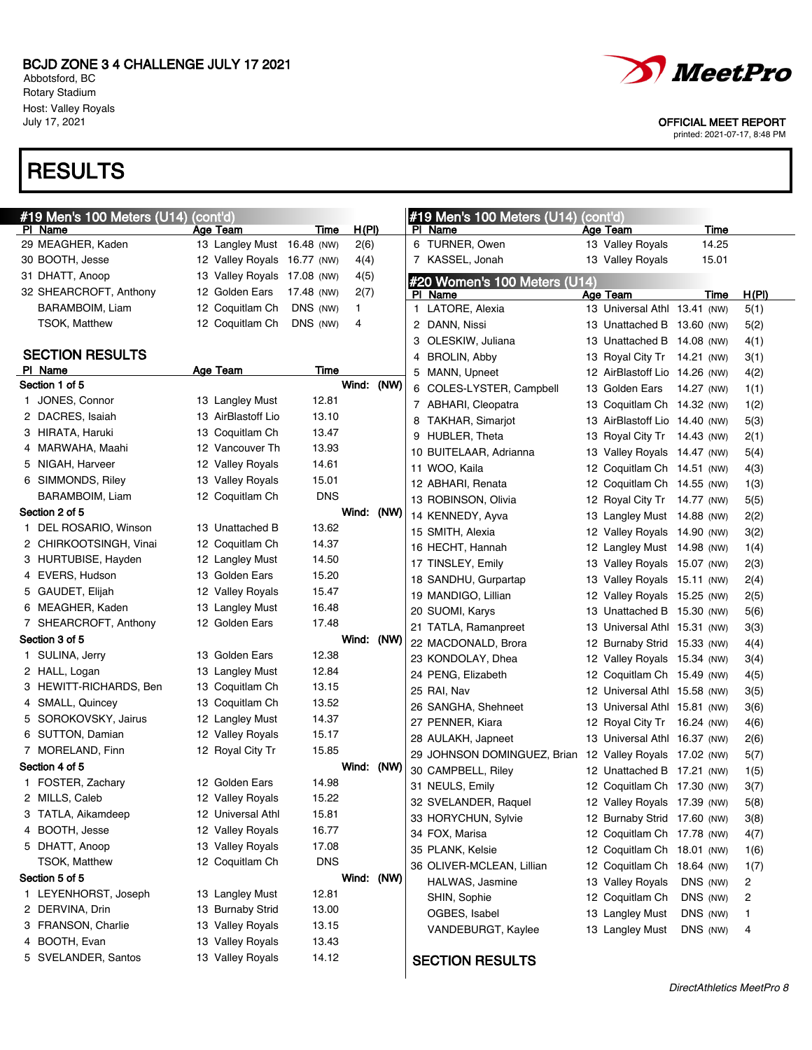# RESULTS

## #19 Men's 100 Meters (U14) (cont'd)

| Pl | Name | Age | Team | Time | | H(Pl) |
|---|---|---|---|---|---|---|
| 29 | MEAGHER, Kaden | 13 | Langley Must | 16.48 | (NW) | 2(6) |
| 30 | BOOTH, Jesse | 12 | Valley Royals | 16.77 | (NW) | 4(4) |
| 31 | DHATT, Anoop | 13 | Valley Royals | 17.08 | (NW) | 4(5) |
| 32 | SHEARCROFT, Anthony | 12 | Golden Ears | 17.48 | (NW) | 2(7) |
| | BARAMBOIM, Liam | 12 | Coquitlam Ch | DNS | (NW) | 1 |
| | TSOK, Matthew | 12 | Coquitlam Ch | DNS | (NW) | 4 |

### SECTION RESULTS

| Pl | Name | Age | Team | Time |
|---|---|---|---|---|
| **Section 1 of 5** | | | | Wind: (NW) |
| 1 | JONES, Connor | 13 | Langley Must | 12.81 |
| 2 | DACRES, Isaiah | 13 | AirBlastoff Lio | 13.10 |
| 3 | HIRATA, Haruki | 13 | Coquitlam Ch | 13.47 |
| 4 | MARWAHA, Maahi | 12 | Vancouver Th | 13.93 |
| 5 | NIGAH, Harveer | 12 | Valley Royals | 14.61 |
| 6 | SIMMONDS, Riley | 13 | Valley Royals | 15.01 |
| | BARAMBOIM, Liam | 12 | Coquitlam Ch | DNS |
| **Section 2 of 5** | | | | Wind: (NW) |
| 1 | DEL ROSARIO, Winson | 13 | Unattached B | 13.62 |
| 2 | CHIRKOOTSINGH, Vinai | 12 | Coquitlam Ch | 14.37 |
| 3 | HURTUBISE, Hayden | 12 | Langley Must | 14.50 |
| 4 | EVERS, Hudson | 13 | Golden Ears | 15.20 |
| 5 | GAUDET, Elijah | 12 | Valley Royals | 15.47 |
| 6 | MEAGHER, Kaden | 13 | Langley Must | 16.48 |
| 7 | SHEARCROFT, Anthony | 12 | Golden Ears | 17.48 |
| **Section 3 of 5** | | | | Wind: (NW) |
| 1 | SULINA, Jerry | 13 | Golden Ears | 12.38 |
| 2 | HALL, Logan | 13 | Langley Must | 12.84 |
| 3 | HEWITT-RICHARDS, Ben | 13 | Coquitlam Ch | 13.15 |
| 4 | SMALL, Quincey | 13 | Coquitlam Ch | 13.52 |
| 5 | SOROKOVSKY, Jairus | 12 | Langley Must | 14.37 |
| 6 | SUTTON, Damian | 12 | Valley Royals | 15.17 |
| 7 | MORELAND, Finn | 12 | Royal City Tr | 15.85 |
| **Section 4 of 5** | | | | Wind: (NW) |
| 1 | FOSTER, Zachary | 12 | Golden Ears | 14.98 |
| 2 | MILLS, Caleb | 12 | Valley Royals | 15.22 |
| 3 | TATLA, Aikamdeep | 12 | Universal Athl | 15.81 |
| 4 | BOOTH, Jesse | 12 | Valley Royals | 16.77 |
| 5 | DHATT, Anoop | 13 | Valley Royals | 17.08 |
| | TSOK, Matthew | 12 | Coquitlam Ch | DNS |
| **Section 5 of 5** | | | | Wind: (NW) |
| 1 | LEYENHORST, Joseph | 13 | Langley Must | 12.81 |
| 2 | DERVINA, Drin | 13 | Burnaby Strid | 13.00 |
| 3 | FRANSON, Charlie | 13 | Valley Royals | 13.15 |
| 4 | BOOTH, Evan | 13 | Valley Royals | 13.43 |
| 5 | SVELANDER, Santos | 13 | Valley Royals | 14.12 |
| 6 | TURNER, Owen | 13 | Valley Royals | 14.25 |
| 7 | KASSEL, Jonah | 13 | Valley Royals | 15.01 |

## #20 Women's 100 Meters (U14)

| Pl | Name | Age | Team | Time | | H(Pl) |
|---|---|---|---|---|---|---|
| 1 | LATORE, Alexia | 13 | Universal Athl | 13.41 | (NW) | 5(1) |
| 2 | DANN, Nissi | 13 | Unattached B | 13.60 | (NW) | 5(2) |
| 3 | OLESKIW, Juliana | 13 | Unattached B | 14.08 | (NW) | 4(1) |
| 4 | BROLIN, Abby | 13 | Royal City Tr | 14.21 | (NW) | 3(1) |
| 5 | MANN, Upneet | 12 | AirBlastoff Lio | 14.26 | (NW) | 4(2) |
| 6 | COLES-LYSTER, Campbell | 13 | Golden Ears | 14.27 | (NW) | 1(1) |
| 7 | ABHARI, Cleopatra | 13 | Coquitlam Ch | 14.32 | (NW) | 1(2) |
| 8 | TAKHAR, Simarjot | 13 | AirBlastoff Lio | 14.40 | (NW) | 5(3) |
| 9 | HUBLER, Theta | 13 | Royal City Tr | 14.43 | (NW) | 2(1) |
| 10 | BUITELAAR, Adrianna | 13 | Valley Royals | 14.47 | (NW) | 5(4) |
| 11 | WOO, Kaila | 12 | Coquitlam Ch | 14.51 | (NW) | 4(3) |
| 12 | ABHARI, Renata | 12 | Coquitlam Ch | 14.55 | (NW) | 1(3) |
| 13 | ROBINSON, Olivia | 12 | Royal City Tr | 14.77 | (NW) | 5(5) |
| 14 | KENNEDY, Ayva | 13 | Langley Must | 14.88 | (NW) | 2(2) |
| 15 | SMITH, Alexia | 12 | Valley Royals | 14.90 | (NW) | 3(2) |
| 16 | HECHT, Hannah | 12 | Langley Must | 14.98 | (NW) | 1(4) |
| 17 | TINSLEY, Emily | 13 | Valley Royals | 15.07 | (NW) | 2(3) |
| 18 | SANDHU, Gurpartap | 13 | Valley Royals | 15.11 | (NW) | 2(4) |
| 19 | MANDIGO, Lillian | 12 | Valley Royals | 15.25 | (NW) | 2(5) |
| 20 | SUOMI, Karys | 13 | Unattached B | 15.30 | (NW) | 5(6) |
| 21 | TATLA, Ramanpreet | 13 | Universal Athl | 15.31 | (NW) | 3(3) |
| 22 | MACDONALD, Brora | 12 | Burnaby Strid | 15.33 | (NW) | 4(4) |
| 23 | KONDOLAY, Dhea | 12 | Valley Royals | 15.34 | (NW) | 3(4) |
| 24 | PENG, Elizabeth | 12 | Coquitlam Ch | 15.49 | (NW) | 4(5) |
| 25 | RAI, Nav | 12 | Universal Athl | 15.58 | (NW) | 3(5) |
| 26 | SANGHA, Shehneet | 13 | Universal Athl | 15.81 | (NW) | 3(6) |
| 27 | PENNER, Kiara | 12 | Royal City Tr | 16.24 | (NW) | 4(6) |
| 28 | AULAKH, Japneet | 13 | Universal Athl | 16.37 | (NW) | 2(6) |
| 29 | JOHNSON DOMINGUEZ, Brian | 12 | Valley Royals | 17.02 | (NW) | 5(7) |
| 30 | CAMPBELL, Riley | 12 | Unattached B | 17.21 | (NW) | 1(5) |
| 31 | NEULS, Emily | 12 | Coquitlam Ch | 17.30 | (NW) | 3(7) |
| 32 | SVELANDER, Raquel | 12 | Valley Royals | 17.39 | (NW) | 5(8) |
| 33 | HORYCHUN, Sylvie | 12 | Burnaby Strid | 17.60 | (NW) | 3(8) |
| 34 | FOX, Marisa | 12 | Coquitlam Ch | 17.78 | (NW) | 4(7) |
| 35 | PLANK, Kelsie | 12 | Coquitlam Ch | 18.01 | (NW) | 1(6) |
| 36 | OLIVER-MCLEAN, Lillian | 12 | Coquitlam Ch | 18.64 | (NW) | 1(7) |
| | HALWAS, Jasmine | 13 | Valley Royals | DNS | (NW) | 2 |
| | SHIN, Sophie | 12 | Coquitlam Ch | DNS | (NW) | 2 |
| | OGBES, Isabel | 13 | Langley Must | DNS | (NW) | 1 |
| | VANDEBURGT, Kaylee | 13 | Langley Must | DNS | (NW) | 4 |

### SECTION RESULTS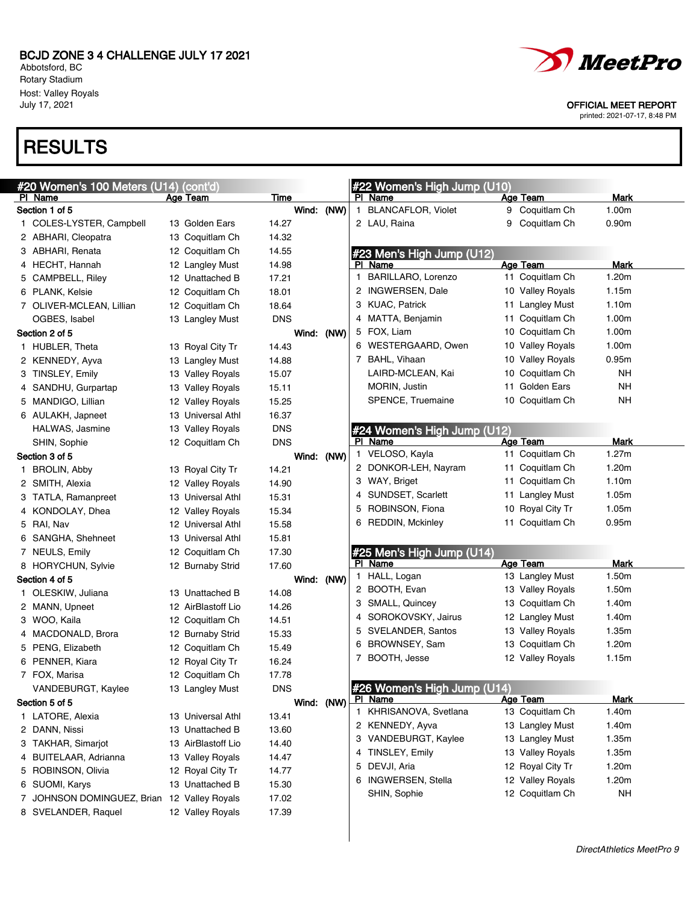BCJD ZONE 3 4 CHALLENGE JULY 17 2021
Abbotsford, BC
Rotary Stadium
Host: Valley Royals
July 17, 2021

OFFICIAL MEET REPORT
printed: 2021-07-17, 8:48 PM

# RESULTS

## #20 Women's 100 Meters (U14) (cont'd)

| Pl | Name | Age | Team | Time |
|---|---|---|---|---|
| **Section 1 of 5** | | | | Wind: (NW) |
| 1 | COLES-LYSTER, Campbell | 13 | Golden Ears | 14.27 |
| 2 | ABHARI, Cleopatra | 13 | Coquitlam Ch | 14.32 |
| 3 | ABHARI, Renata | 12 | Coquitlam Ch | 14.55 |
| 4 | HECHT, Hannah | 12 | Langley Must | 14.98 |
| 5 | CAMPBELL, Riley | 12 | Unattached B | 17.21 |
| 6 | PLANK, Kelsie | 12 | Coquitlam Ch | 18.01 |
| 7 | OLIVER-MCLEAN, Lillian | 12 | Coquitlam Ch | 18.64 |
| | OGBES, Isabel | 13 | Langley Must | DNS |
| **Section 2 of 5** | | | | Wind: (NW) |
| 1 | HUBLER, Theta | 13 | Royal City Tr | 14.43 |
| 2 | KENNEDY, Ayva | 13 | Langley Must | 14.88 |
| 3 | TINSLEY, Emily | 13 | Valley Royals | 15.07 |
| 4 | SANDHU, Gurpartap | 13 | Valley Royals | 15.11 |
| 5 | MANDIGO, Lillian | 12 | Valley Royals | 15.25 |
| 6 | AULAKH, Japneet | 13 | Universal Athl | 16.37 |
| | HALWAS, Jasmine | 13 | Valley Royals | DNS |
| | SHIN, Sophie | 12 | Coquitlam Ch | DNS |
| **Section 3 of 5** | | | | Wind: (NW) |
| 1 | BROLIN, Abby | 13 | Royal City Tr | 14.21 |
| 2 | SMITH, Alexia | 12 | Valley Royals | 14.90 |
| 3 | TATLA, Ramanpreet | 13 | Universal Athl | 15.31 |
| 4 | KONDOLAY, Dhea | 12 | Valley Royals | 15.34 |
| 5 | RAI, Nav | 12 | Universal Athl | 15.58 |
| 6 | SANGHA, Shehneet | 13 | Universal Athl | 15.81 |
| 7 | NEULS, Emily | 12 | Coquitlam Ch | 17.30 |
| 8 | HORYCHUN, Sylvie | 12 | Burnaby Strid | 17.60 |
| **Section 4 of 5** | | | | Wind: (NW) |
| 1 | OLESKIW, Juliana | 13 | Unattached B | 14.08 |
| 2 | MANN, Upneet | 12 | AirBlastoff Lio | 14.26 |
| 3 | WOO, Kaila | 12 | Coquitlam Ch | 14.51 |
| 4 | MACDONALD, Brora | 12 | Burnaby Strid | 15.33 |
| 5 | PENG, Elizabeth | 12 | Coquitlam Ch | 15.49 |
| 6 | PENNER, Kiara | 12 | Royal City Tr | 16.24 |
| 7 | FOX, Marisa | 12 | Coquitlam Ch | 17.78 |
| | VANDEBURGT, Kaylee | 13 | Langley Must | DNS |
| **Section 5 of 5** | | | | Wind: (NW) |
| 1 | LATORE, Alexia | 13 | Universal Athl | 13.41 |
| 2 | DANN, Nissi | 13 | Unattached B | 13.60 |
| 3 | TAKHAR, Simarjot | 13 | AirBlastoff Lio | 14.40 |
| 4 | BUITELAAR, Adrianna | 13 | Valley Royals | 14.47 |
| 5 | ROBINSON, Olivia | 12 | Royal City Tr | 14.77 |
| 6 | SUOMI, Karys | 13 | Unattached B | 15.30 |
| 7 | JOHNSON DOMINGUEZ, Brian | 12 | Valley Royals | 17.02 |
| 8 | SVELANDER, Raquel | 12 | Valley Royals | 17.39 |

## #22 Women's High Jump (U10)

| Pl | Name | Age | Team | Mark |
|---|---|---|---|---|
| 1 | BLANCAFLOR, Violet | 9 | Coquitlam Ch | 1.00m |
| 2 | LAU, Raina | 9 | Coquitlam Ch | 0.90m |

## #23 Men's High Jump (U12)

| Pl | Name | Age | Team | Mark |
|---|---|---|---|---|
| 1 | BARILLARO, Lorenzo | 11 | Coquitlam Ch | 1.20m |
| 2 | INGWERSEN, Dale | 10 | Valley Royals | 1.15m |
| 3 | KUAC, Patrick | 11 | Langley Must | 1.10m |
| 4 | MATTA, Benjamin | 11 | Coquitlam Ch | 1.00m |
| 5 | FOX, Liam | 10 | Coquitlam Ch | 1.00m |
| 6 | WESTERGAARD, Owen | 10 | Valley Royals | 1.00m |
| 7 | BAHL, Vihaan | 10 | Valley Royals | 0.95m |
| | LAIRD-MCLEAN, Kai | 10 | Coquitlam Ch | NH |
| | MORIN, Justin | 11 | Golden Ears | NH |
| | SPENCE, Truemaine | 10 | Coquitlam Ch | NH |

## #24 Women's High Jump (U12)

| Pl | Name | Age | Team | Mark |
|---|---|---|---|---|
| 1 | VELOSO, Kayla | 11 | Coquitlam Ch | 1.27m |
| 2 | DONKOR-LEH, Nayram | 11 | Coquitlam Ch | 1.20m |
| 3 | WAY, Briget | 11 | Coquitlam Ch | 1.10m |
| 4 | SUNDSET, Scarlett | 11 | Langley Must | 1.05m |
| 5 | ROBINSON, Fiona | 10 | Royal City Tr | 1.05m |
| 6 | REDDIN, Mckinley | 11 | Coquitlam Ch | 0.95m |

## #25 Men's High Jump (U14)

| Pl | Name | Age | Team | Mark |
|---|---|---|---|---|
| 1 | HALL, Logan | 13 | Langley Must | 1.50m |
| 2 | BOOTH, Evan | 13 | Valley Royals | 1.50m |
| 3 | SMALL, Quincey | 13 | Coquitlam Ch | 1.40m |
| 4 | SOROKOVSKY, Jairus | 12 | Langley Must | 1.40m |
| 5 | SVELANDER, Santos | 13 | Valley Royals | 1.35m |
| 6 | BROWNSEY, Sam | 13 | Coquitlam Ch | 1.20m |
| 7 | BOOTH, Jesse | 12 | Valley Royals | 1.15m |

## #26 Women's High Jump (U14)

| Pl | Name | Age | Team | Mark |
|---|---|---|---|---|
| 1 | KHRISANOVA, Svetlana | 13 | Coquitlam Ch | 1.40m |
| 2 | KENNEDY, Ayva | 13 | Langley Must | 1.40m |
| 3 | VANDEBURGT, Kaylee | 13 | Langley Must | 1.35m |
| 4 | TINSLEY, Emily | 13 | Valley Royals | 1.35m |
| 5 | DEVJI, Aria | 12 | Royal City Tr | 1.20m |
| 6 | INGWERSEN, Stella | 12 | Valley Royals | 1.20m |
| | SHIN, Sophie | 12 | Coquitlam Ch | NH |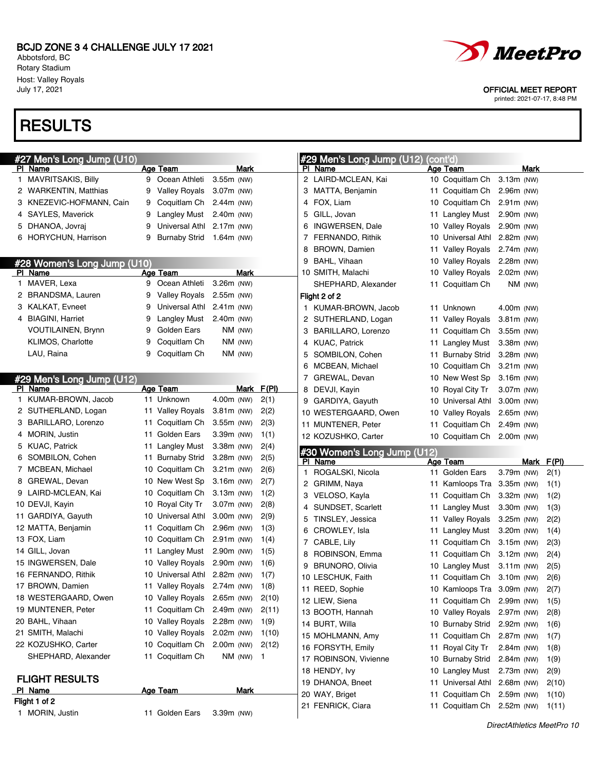# BCJD ZONE 3 4 CHALLENGE JULY 17 2021

Abbotsford, BC
Rotary Stadium
Host: Valley Royals
July 17, 2021

OFFICIAL MEET REPORT
printed: 2021-07-17, 8:48 PM

# RESULTS

## #27 Men's Long Jump (U10)

| Pl | Name | Age | Team | Mark | |
|---|---|---|---|---|---|
| 1 | MAVRITSAKIS, Billy | 9 | Ocean Athleti | 3.55m | (NW) |
| 2 | WARKENTIN, Matthias | 9 | Valley Royals | 3.07m | (NW) |
| 3 | KNEZEVIC-HOFMANN, Cain | 9 | Coquitlam Ch | 2.44m | (NW) |
| 4 | SAYLES, Maverick | 9 | Langley Must | 2.40m | (NW) |
| 5 | DHANOA, Jovraj | 9 | Universal Athl | 2.17m | (NW) |
| 6 | HORYCHUN, Harrison | 9 | Burnaby Strid | 1.64m | (NW) |

## #28 Women's Long Jump (U10)

| Pl | Name | Age | Team | Mark | |
|---|---|---|---|---|---|
| 1 | MAVER, Lexa | 9 | Ocean Athleti | 3.26m | (NW) |
| 2 | BRANDSMA, Lauren | 9 | Valley Royals | 2.55m | (NW) |
| 3 | KALKAT, Evneet | 9 | Universal Athl | 2.41m | (NW) |
| 4 | BIAGINI, Harriet | 9 | Langley Must | 2.40m | (NW) |
| | VOUTILAINEN, Brynn | 9 | Golden Ears | NM | (NW) |
| | KLIMOS, Charlotte | 9 | Coquitlam Ch | NM | (NW) |
| | LAU, Raina | 9 | Coquitlam Ch | NM | (NW) |

## #29 Men's Long Jump (U12)

| Pl | Name | Age | Team | Mark | | F(Pl) |
|---|---|---|---|---|---|---|
| 1 | KUMAR-BROWN, Jacob | 11 | Unknown | 4.00m | (NW) | 2(1) |
| 2 | SUTHERLAND, Logan | 11 | Valley Royals | 3.81m | (NW) | 2(2) |
| 3 | BARILLARO, Lorenzo | 11 | Coquitlam Ch | 3.55m | (NW) | 2(3) |
| 4 | MORIN, Justin | 11 | Golden Ears | 3.39m | (NW) | 1(1) |
| 5 | KUAC, Patrick | 11 | Langley Must | 3.38m | (NW) | 2(4) |
| 6 | SOMBILON, Cohen | 11 | Burnaby Strid | 3.28m | (NW) | 2(5) |
| 7 | MCBEAN, Michael | 10 | Coquitlam Ch | 3.21m | (NW) | 2(6) |
| 8 | GREWAL, Devan | 10 | New West Sp | 3.16m | (NW) | 2(7) |
| 9 | LAIRD-MCLEAN, Kai | 10 | Coquitlam Ch | 3.13m | (NW) | 1(2) |
| 10 | DEVJI, Kayin | 10 | Royal City Tr | 3.07m | (NW) | 2(8) |
| 11 | GARDIYA, Gayuth | 10 | Universal Athl | 3.00m | (NW) | 2(9) |
| 12 | MATTA, Benjamin | 11 | Coquitlam Ch | 2.96m | (NW) | 1(3) |
| 13 | FOX, Liam | 10 | Coquitlam Ch | 2.91m | (NW) | 1(4) |
| 14 | GILL, Jovan | 11 | Langley Must | 2.90m | (NW) | 1(5) |
| 15 | INGWERSEN, Dale | 10 | Valley Royals | 2.90m | (NW) | 1(6) |
| 16 | FERNANDO, Rithik | 10 | Universal Athl | 2.82m | (NW) | 1(7) |
| 17 | BROWN, Damien | 11 | Valley Royals | 2.74m | (NW) | 1(8) |
| 18 | WESTERGAARD, Owen | 10 | Valley Royals | 2.65m | (NW) | 2(10) |
| 19 | MUNTENER, Peter | 11 | Coquitlam Ch | 2.49m | (NW) | 2(11) |
| 20 | BAHL, Vihaan | 10 | Valley Royals | 2.28m | (NW) | 1(9) |
| 21 | SMITH, Malachi | 10 | Valley Royals | 2.02m | (NW) | 1(10) |
| 22 | KOZUSHKO, Carter | 10 | Coquitlam Ch | 2.00m | (NW) | 2(12) |
| | SHEPHARD, Alexander | 11 | Coquitlam Ch | NM | (NW) | 1 |

### FLIGHT RESULTS

| Pl | Name | Age | Team | Mark | |
|---|---|---|---|---|---|
| **Flight 1 of 2** | | | | | |
| 1 | MORIN, Justin | 11 | Golden Ears | 3.39m | (NW) |
| 2 | LAIRD-MCLEAN, Kai | 10 | Coquitlam Ch | 3.13m | (NW) |
| 3 | MATTA, Benjamin | 11 | Coquitlam Ch | 2.96m | (NW) |
| 4 | FOX, Liam | 10 | Coquitlam Ch | 2.91m | (NW) |
| 5 | GILL, Jovan | 11 | Langley Must | 2.90m | (NW) |
| 6 | INGWERSEN, Dale | 10 | Valley Royals | 2.90m | (NW) |
| 7 | FERNANDO, Rithik | 10 | Universal Athl | 2.82m | (NW) |
| 8 | BROWN, Damien | 11 | Valley Royals | 2.74m | (NW) |
| 9 | BAHL, Vihaan | 10 | Valley Royals | 2.28m | (NW) |
| 10 | SMITH, Malachi | 10 | Valley Royals | 2.02m | (NW) |
| | SHEPHARD, Alexander | 11 | Coquitlam Ch | NM | (NW) |
| **Flight 2 of 2** | | | | | |
| 1 | KUMAR-BROWN, Jacob | 11 | Unknown | 4.00m | (NW) |
| 2 | SUTHERLAND, Logan | 11 | Valley Royals | 3.81m | (NW) |
| 3 | BARILLARO, Lorenzo | 11 | Coquitlam Ch | 3.55m | (NW) |
| 4 | KUAC, Patrick | 11 | Langley Must | 3.38m | (NW) |
| 5 | SOMBILON, Cohen | 11 | Burnaby Strid | 3.28m | (NW) |
| 6 | MCBEAN, Michael | 10 | Coquitlam Ch | 3.21m | (NW) |
| 7 | GREWAL, Devan | 10 | New West Sp | 3.16m | (NW) |
| 8 | DEVJI, Kayin | 10 | Royal City Tr | 3.07m | (NW) |
| 9 | GARDIYA, Gayuth | 10 | Universal Athl | 3.00m | (NW) |
| 10 | WESTERGAARD, Owen | 10 | Valley Royals | 2.65m | (NW) |
| 11 | MUNTENER, Peter | 11 | Coquitlam Ch | 2.49m | (NW) |
| 12 | KOZUSHKO, Carter | 10 | Coquitlam Ch | 2.00m | (NW) |

## #30 Women's Long Jump (U12)

| Pl | Name | Age | Team | Mark | | F(Pl) |
|---|---|---|---|---|---|---|
| 1 | ROGALSKI, Nicola | 11 | Golden Ears | 3.79m | (NW) | 2(1) |
| 2 | GRIMM, Naya | 11 | Kamloops Tra | 3.35m | (NW) | 1(1) |
| 3 | VELOSO, Kayla | 11 | Coquitlam Ch | 3.32m | (NW) | 1(2) |
| 4 | SUNDSET, Scarlett | 11 | Langley Must | 3.30m | (NW) | 1(3) |
| 5 | TINSLEY, Jessica | 11 | Valley Royals | 3.25m | (NW) | 2(2) |
| 6 | CROWLEY, Isla | 11 | Langley Must | 3.20m | (NW) | 1(4) |
| 7 | CABLE, Lily | 11 | Coquitlam Ch | 3.15m | (NW) | 2(3) |
| 8 | ROBINSON, Emma | 11 | Coquitlam Ch | 3.12m | (NW) | 2(4) |
| 9 | BRUNORO, Olivia | 10 | Langley Must | 3.11m | (NW) | 2(5) |
| 10 | LESCHUK, Faith | 11 | Coquitlam Ch | 3.10m | (NW) | 2(6) |
| 11 | REED, Sophie | 10 | Kamloops Tra | 3.09m | (NW) | 2(7) |
| 12 | LIEW, Siena | 11 | Coquitlam Ch | 2.99m | (NW) | 1(5) |
| 13 | BOOTH, Hannah | 10 | Valley Royals | 2.97m | (NW) | 2(8) |
| 14 | BURT, Willa | 10 | Burnaby Strid | 2.92m | (NW) | 1(6) |
| 15 | MOHLMANN, Amy | 11 | Coquitlam Ch | 2.87m | (NW) | 1(7) |
| 16 | FORSYTH, Emily | 11 | Royal City Tr | 2.84m | (NW) | 1(8) |
| 17 | ROBINSON, Vivienne | 10 | Burnaby Strid | 2.84m | (NW) | 1(9) |
| 18 | HENDY, Ivy | 10 | Langley Must | 2.73m | (NW) | 2(9) |
| 19 | DHANOA, Bneet | 11 | Universal Athl | 2.68m | (NW) | 2(10) |
| 20 | WAY, Briget | 11 | Coquitlam Ch | 2.59m | (NW) | 1(10) |
| 21 | FENRICK, Ciara | 11 | Coquitlam Ch | 2.52m | (NW) | 1(11) |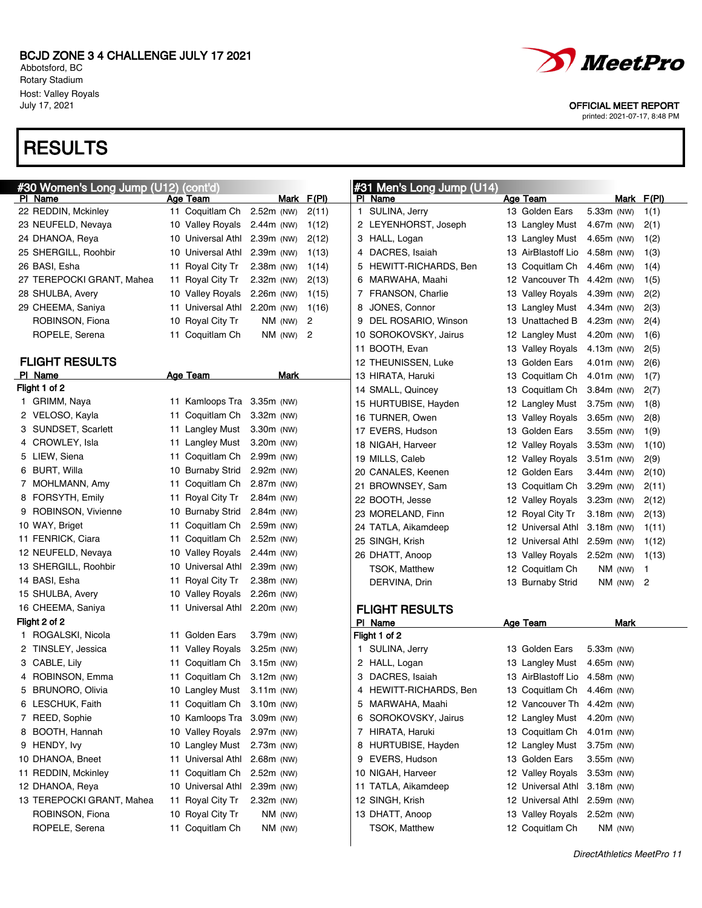BCJD ZONE 3 4 CHALLENGE JULY 17 2021
Abbotsford, BC
Rotary Stadium
Host: Valley Royals
July 17, 2021

OFFICIAL MEET REPORT
printed: 2021-07-17, 8:48 PM

# RESULTS

## #30 Women's Long Jump (U12) (cont'd)

| Pl | Name | Age | Team | Mark | | F(Pl) |
|---|---|---|---|---|---|---|
| 22 | REDDIN, Mckinley | 11 | Coquitlam Ch | 2.52m | (NW) | 2(11) |
| 23 | NEUFELD, Nevaya | 10 | Valley Royals | 2.44m | (NW) | 1(12) |
| 24 | DHANOA, Reya | 10 | Universal Athl | 2.39m | (NW) | 2(12) |
| 25 | SHERGILL, Roohbir | 10 | Universal Athl | 2.39m | (NW) | 1(13) |
| 26 | BASI, Esha | 11 | Royal City Tr | 2.38m | (NW) | 1(14) |
| 27 | TEREPOCKI GRANT, Mahea | 11 | Royal City Tr | 2.32m | (NW) | 2(13) |
| 28 | SHULBA, Avery | 10 | Valley Royals | 2.26m | (NW) | 1(15) |
| 29 | CHEEMA, Saniya | 11 | Universal Athl | 2.20m | (NW) | 1(16) |
| | ROBINSON, Fiona | 10 | Royal City Tr | NM | (NW) | 2 |
| | ROPELE, Serena | 11 | Coquitlam Ch | NM | (NW) | 2 |

### FLIGHT RESULTS

| Pl | Name | Age | Team | Mark | |
|---|---|---|---|---|---|
| **Flight 1 of 2** | | | | | |
| 1 | GRIMM, Naya | 11 | Kamloops Tra | 3.35m | (NW) |
| 2 | VELOSO, Kayla | 11 | Coquitlam Ch | 3.32m | (NW) |
| 3 | SUNDSET, Scarlett | 11 | Langley Must | 3.30m | (NW) |
| 4 | CROWLEY, Isla | 11 | Langley Must | 3.20m | (NW) |
| 5 | LIEW, Siena | 11 | Coquitlam Ch | 2.99m | (NW) |
| 6 | BURT, Willa | 10 | Burnaby Strid | 2.92m | (NW) |
| 7 | MOHLMANN, Amy | 11 | Coquitlam Ch | 2.87m | (NW) |
| 8 | FORSYTH, Emily | 11 | Royal City Tr | 2.84m | (NW) |
| 9 | ROBINSON, Vivienne | 10 | Burnaby Strid | 2.84m | (NW) |
| 10 | WAY, Briget | 11 | Coquitlam Ch | 2.59m | (NW) |
| 11 | FENRICK, Ciara | 11 | Coquitlam Ch | 2.52m | (NW) |
| 12 | NEUFELD, Nevaya | 10 | Valley Royals | 2.44m | (NW) |
| 13 | SHERGILL, Roohbir | 10 | Universal Athl | 2.39m | (NW) |
| 14 | BASI, Esha | 11 | Royal City Tr | 2.38m | (NW) |
| 15 | SHULBA, Avery | 10 | Valley Royals | 2.26m | (NW) |
| 16 | CHEEMA, Saniya | 11 | Universal Athl | 2.20m | (NW) |
| **Flight 2 of 2** | | | | | |
| 1 | ROGALSKI, Nicola | 11 | Golden Ears | 3.79m | (NW) |
| 2 | TINSLEY, Jessica | 11 | Valley Royals | 3.25m | (NW) |
| 3 | CABLE, Lily | 11 | Coquitlam Ch | 3.15m | (NW) |
| 4 | ROBINSON, Emma | 11 | Coquitlam Ch | 3.12m | (NW) |
| 5 | BRUNORO, Olivia | 10 | Langley Must | 3.11m | (NW) |
| 6 | LESCHUK, Faith | 11 | Coquitlam Ch | 3.10m | (NW) |
| 7 | REED, Sophie | 10 | Kamloops Tra | 3.09m | (NW) |
| 8 | BOOTH, Hannah | 10 | Valley Royals | 2.97m | (NW) |
| 9 | HENDY, Ivy | 10 | Langley Must | 2.73m | (NW) |
| 10 | DHANOA, Bneet | 11 | Universal Athl | 2.68m | (NW) |
| 11 | REDDIN, Mckinley | 11 | Coquitlam Ch | 2.52m | (NW) |
| 12 | DHANOA, Reya | 10 | Universal Athl | 2.39m | (NW) |
| 13 | TEREPOCKI GRANT, Mahea | 11 | Royal City Tr | 2.32m | (NW) |
| | ROBINSON, Fiona | 10 | Royal City Tr | NM | (NW) |
| | ROPELE, Serena | 11 | Coquitlam Ch | NM | (NW) |

## #31 Men's Long Jump (U14)

| Pl | Name | Age | Team | Mark | | F(Pl) |
|---|---|---|---|---|---|---|
| 1 | SULINA, Jerry | 13 | Golden Ears | 5.33m | (NW) | 1(1) |
| 2 | LEYENHORST, Joseph | 13 | Langley Must | 4.67m | (NW) | 2(1) |
| 3 | HALL, Logan | 13 | Langley Must | 4.65m | (NW) | 1(2) |
| 4 | DACRES, Isaiah | 13 | AirBlastoff Lio | 4.58m | (NW) | 1(3) |
| 5 | HEWITT-RICHARDS, Ben | 13 | Coquitlam Ch | 4.46m | (NW) | 1(4) |
| 6 | MARWAHA, Maahi | 12 | Vancouver Th | 4.42m | (NW) | 1(5) |
| 7 | FRANSON, Charlie | 13 | Valley Royals | 4.39m | (NW) | 2(2) |
| 8 | JONES, Connor | 13 | Langley Must | 4.34m | (NW) | 2(3) |
| 9 | DEL ROSARIO, Winson | 13 | Unattached B | 4.23m | (NW) | 2(4) |
| 10 | SOROKOVSKY, Jairus | 12 | Langley Must | 4.20m | (NW) | 1(6) |
| 11 | BOOTH, Evan | 13 | Valley Royals | 4.13m | (NW) | 2(5) |
| 12 | THEUNISSEN, Luke | 13 | Golden Ears | 4.01m | (NW) | 2(6) |
| 13 | HIRATA, Haruki | 13 | Coquitlam Ch | 4.01m | (NW) | 1(7) |
| 14 | SMALL, Quincey | 13 | Coquitlam Ch | 3.84m | (NW) | 2(7) |
| 15 | HURTUBISE, Hayden | 12 | Langley Must | 3.75m | (NW) | 1(8) |
| 16 | TURNER, Owen | 13 | Valley Royals | 3.65m | (NW) | 2(8) |
| 17 | EVERS, Hudson | 13 | Golden Ears | 3.55m | (NW) | 1(9) |
| 18 | NIGAH, Harveer | 12 | Valley Royals | 3.53m | (NW) | 1(10) |
| 19 | MILLS, Caleb | 12 | Valley Royals | 3.51m | (NW) | 2(9) |
| 20 | CANALES, Keenen | 12 | Golden Ears | 3.44m | (NW) | 2(10) |
| 21 | BROWNSEY, Sam | 13 | Coquitlam Ch | 3.29m | (NW) | 2(11) |
| 22 | BOOTH, Jesse | 12 | Valley Royals | 3.23m | (NW) | 2(12) |
| 23 | MORELAND, Finn | 12 | Royal City Tr | 3.18m | (NW) | 2(13) |
| 24 | TATLA, Aikamdeep | 12 | Universal Athl | 3.18m | (NW) | 1(11) |
| 25 | SINGH, Krish | 12 | Universal Athl | 2.59m | (NW) | 1(12) |
| 26 | DHATT, Anoop | 13 | Valley Royals | 2.52m | (NW) | 1(13) |
| | TSOK, Matthew | 12 | Coquitlam Ch | NM | (NW) | 1 |
| | DERVINA, Drin | 13 | Burnaby Strid | NM | (NW) | 2 |

### FLIGHT RESULTS

| Pl | Name | Age | Team | Mark | |
|---|---|---|---|---|---|
| **Flight 1 of 2** | | | | | |
| 1 | SULINA, Jerry | 13 | Golden Ears | 5.33m | (NW) |
| 2 | HALL, Logan | 13 | Langley Must | 4.65m | (NW) |
| 3 | DACRES, Isaiah | 13 | AirBlastoff Lio | 4.58m | (NW) |
| 4 | HEWITT-RICHARDS, Ben | 13 | Coquitlam Ch | 4.46m | (NW) |
| 5 | MARWAHA, Maahi | 12 | Vancouver Th | 4.42m | (NW) |
| 6 | SOROKOVSKY, Jairus | 12 | Langley Must | 4.20m | (NW) |
| 7 | HIRATA, Haruki | 13 | Coquitlam Ch | 4.01m | (NW) |
| 8 | HURTUBISE, Hayden | 12 | Langley Must | 3.75m | (NW) |
| 9 | EVERS, Hudson | 13 | Golden Ears | 3.55m | (NW) |
| 10 | NIGAH, Harveer | 12 | Valley Royals | 3.53m | (NW) |
| 11 | TATLA, Aikamdeep | 12 | Universal Athl | 3.18m | (NW) |
| 12 | SINGH, Krish | 12 | Universal Athl | 2.59m | (NW) |
| 13 | DHATT, Anoop | 13 | Valley Royals | 2.52m | (NW) |
| | TSOK, Matthew | 12 | Coquitlam Ch | NM | (NW) |

*DirectAthletics MeetPro 11*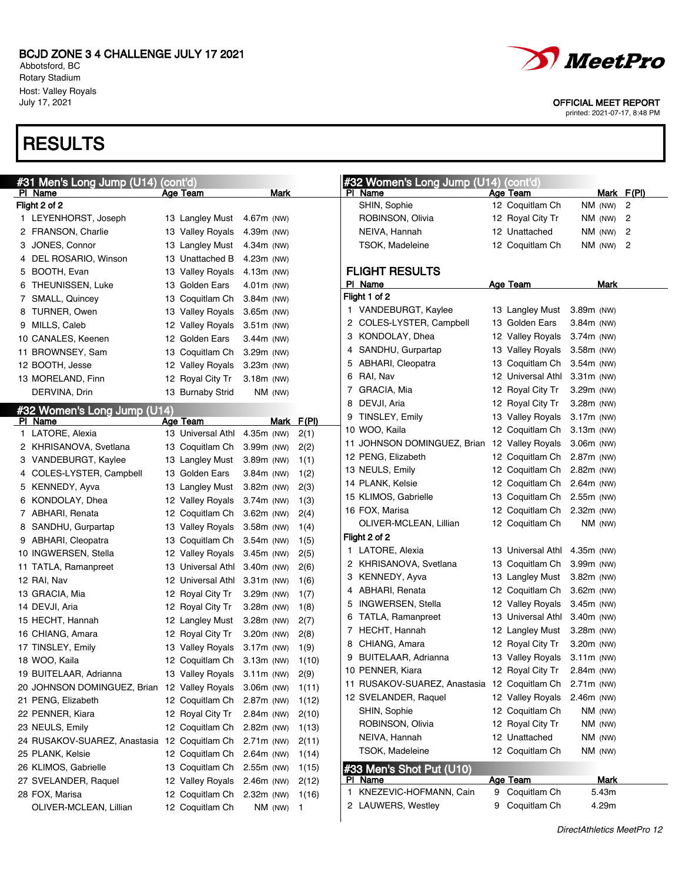BCJD ZONE 3 4 CHALLENGE JULY 17 2021
Abbotsford, BC
Rotary Stadium
Host: Valley Royals
July 17, 2021

OFFICIAL MEET REPORT
printed: 2021-07-17, 8:48 PM

# RESULTS

## #31 Men's Long Jump (U14) (cont'd)

**Flight 2 of 2**

| Pl | Name | Age | Team | Mark |
|---|---|---|---|---|
| 1 | LEYENHORST, Joseph | 13 | Langley Must | 4.67m (NW) |
| 2 | FRANSON, Charlie | 13 | Valley Royals | 4.39m (NW) |
| 3 | JONES, Connor | 13 | Langley Must | 4.34m (NW) |
| 4 | DEL ROSARIO, Winson | 13 | Unattached B | 4.23m (NW) |
| 5 | BOOTH, Evan | 13 | Valley Royals | 4.13m (NW) |
| 6 | THEUNISSEN, Luke | 13 | Golden Ears | 4.01m (NW) |
| 7 | SMALL, Quincey | 13 | Coquitlam Ch | 3.84m (NW) |
| 8 | TURNER, Owen | 13 | Valley Royals | 3.65m (NW) |
| 9 | MILLS, Caleb | 12 | Valley Royals | 3.51m (NW) |
| 10 | CANALES, Keenen | 12 | Golden Ears | 3.44m (NW) |
| 11 | BROWNSEY, Sam | 13 | Coquitlam Ch | 3.29m (NW) |
| 12 | BOOTH, Jesse | 12 | Valley Royals | 3.23m (NW) |
| 13 | MORELAND, Finn | 12 | Royal City Tr | 3.18m (NW) |
| | DERVINA, Drin | 13 | Burnaby Strid | NM (NW) |

## #32 Women's Long Jump (U14)

| Pl | Name | Age | Team | Mark | F(Pl) |
|---|---|---|---|---|---|
| 1 | LATORE, Alexia | 13 | Universal Athl | 4.35m (NW) | 2(1) |
| 2 | KHRISANOVA, Svetlana | 13 | Coquitlam Ch | 3.99m (NW) | 2(2) |
| 3 | VANDEBURGT, Kaylee | 13 | Langley Must | 3.89m (NW) | 1(1) |
| 4 | COLES-LYSTER, Campbell | 13 | Golden Ears | 3.84m (NW) | 1(2) |
| 5 | KENNEDY, Ayva | 13 | Langley Must | 3.82m (NW) | 2(3) |
| 6 | KONDOLAY, Dhea | 12 | Valley Royals | 3.74m (NW) | 1(3) |
| 7 | ABHARI, Renata | 12 | Coquitlam Ch | 3.62m (NW) | 2(4) |
| 8 | SANDHU, Gurpartap | 13 | Valley Royals | 3.58m (NW) | 1(4) |
| 9 | ABHARI, Cleopatra | 13 | Coquitlam Ch | 3.54m (NW) | 1(5) |
| 10 | INGWERSEN, Stella | 12 | Valley Royals | 3.45m (NW) | 2(5) |
| 11 | TATLA, Ramanpreet | 13 | Universal Athl | 3.40m (NW) | 2(6) |
| 12 | RAI, Nav | 12 | Universal Athl | 3.31m (NW) | 1(6) |
| 13 | GRACIA, Mia | 12 | Royal City Tr | 3.29m (NW) | 1(7) |
| 14 | DEVJI, Aria | 12 | Royal City Tr | 3.28m (NW) | 1(8) |
| 15 | HECHT, Hannah | 12 | Langley Must | 3.28m (NW) | 2(7) |
| 16 | CHIANG, Amara | 12 | Royal City Tr | 3.20m (NW) | 2(8) |
| 17 | TINSLEY, Emily | 13 | Valley Royals | 3.17m (NW) | 1(9) |
| 18 | WOO, Kaila | 12 | Coquitlam Ch | 3.13m (NW) | 1(10) |
| 19 | BUITELAAR, Adrianna | 13 | Valley Royals | 3.11m (NW) | 2(9) |
| 20 | JOHNSON DOMINGUEZ, Brian | 12 | Valley Royals | 3.06m (NW) | 1(11) |
| 21 | PENG, Elizabeth | 12 | Coquitlam Ch | 2.87m (NW) | 1(12) |
| 22 | PENNER, Kiara | 12 | Royal City Tr | 2.84m (NW) | 2(10) |
| 23 | NEULS, Emily | 12 | Coquitlam Ch | 2.82m (NW) | 1(13) |
| 24 | RUSAKOV-SUAREZ, Anastasia | 12 | Coquitlam Ch | 2.71m (NW) | 2(11) |
| 25 | PLANK, Kelsie | 12 | Coquitlam Ch | 2.64m (NW) | 1(14) |
| 26 | KLIMOS, Gabrielle | 13 | Coquitlam Ch | 2.55m (NW) | 1(15) |
| 27 | SVELANDER, Raquel | 12 | Valley Royals | 2.46m (NW) | 2(12) |
| 28 | FOX, Marisa | 12 | Coquitlam Ch | 2.32m (NW) | 1(16) |
| | OLIVER-MCLEAN, Lillian | 12 | Coquitlam Ch | NM (NW) | 1 |
| | SHIN, Sophie | 12 | Coquitlam Ch | NM (NW) | 2 |
| | ROBINSON, Olivia | 12 | Royal City Tr | NM (NW) | 2 |
| | NEIVA, Hannah | 12 | Unattached | NM (NW) | 2 |
| | TSOK, Madeleine | 12 | Coquitlam Ch | NM (NW) | 2 |

### FLIGHT RESULTS

**Flight 1 of 2**

| Pl | Name | Age | Team | Mark |
|---|---|---|---|---|
| 1 | VANDEBURGT, Kaylee | 13 | Langley Must | 3.89m (NW) |
| 2 | COLES-LYSTER, Campbell | 13 | Golden Ears | 3.84m (NW) |
| 3 | KONDOLAY, Dhea | 12 | Valley Royals | 3.74m (NW) |
| 4 | SANDHU, Gurpartap | 13 | Valley Royals | 3.58m (NW) |
| 5 | ABHARI, Cleopatra | 13 | Coquitlam Ch | 3.54m (NW) |
| 6 | RAI, Nav | 12 | Universal Athl | 3.31m (NW) |
| 7 | GRACIA, Mia | 12 | Royal City Tr | 3.29m (NW) |
| 8 | DEVJI, Aria | 12 | Royal City Tr | 3.28m (NW) |
| 9 | TINSLEY, Emily | 13 | Valley Royals | 3.17m (NW) |
| 10 | WOO, Kaila | 12 | Coquitlam Ch | 3.13m (NW) |
| 11 | JOHNSON DOMINGUEZ, Brian | 12 | Valley Royals | 3.06m (NW) |
| 12 | PENG, Elizabeth | 12 | Coquitlam Ch | 2.87m (NW) |
| 13 | NEULS, Emily | 12 | Coquitlam Ch | 2.82m (NW) |
| 14 | PLANK, Kelsie | 12 | Coquitlam Ch | 2.64m (NW) |
| 15 | KLIMOS, Gabrielle | 13 | Coquitlam Ch | 2.55m (NW) |
| 16 | FOX, Marisa | 12 | Coquitlam Ch | 2.32m (NW) |
| | OLIVER-MCLEAN, Lillian | 12 | Coquitlam Ch | NM (NW) |

**Flight 2 of 2**

| Pl | Name | Age | Team | Mark |
|---|---|---|---|---|
| 1 | LATORE, Alexia | 13 | Universal Athl | 4.35m (NW) |
| 2 | KHRISANOVA, Svetlana | 13 | Coquitlam Ch | 3.99m (NW) |
| 3 | KENNEDY, Ayva | 13 | Langley Must | 3.82m (NW) |
| 4 | ABHARI, Renata | 12 | Coquitlam Ch | 3.62m (NW) |
| 5 | INGWERSEN, Stella | 12 | Valley Royals | 3.45m (NW) |
| 6 | TATLA, Ramanpreet | 13 | Universal Athl | 3.40m (NW) |
| 7 | HECHT, Hannah | 12 | Langley Must | 3.28m (NW) |
| 8 | CHIANG, Amara | 12 | Royal City Tr | 3.20m (NW) |
| 9 | BUITELAAR, Adrianna | 13 | Valley Royals | 3.11m (NW) |
| 10 | PENNER, Kiara | 12 | Royal City Tr | 2.84m (NW) |
| 11 | RUSAKOV-SUAREZ, Anastasia | 12 | Coquitlam Ch | 2.71m (NW) |
| 12 | SVELANDER, Raquel | 12 | Valley Royals | 2.46m (NW) |
| | SHIN, Sophie | 12 | Coquitlam Ch | NM (NW) |
| | ROBINSON, Olivia | 12 | Royal City Tr | NM (NW) |
| | NEIVA, Hannah | 12 | Unattached | NM (NW) |
| | TSOK, Madeleine | 12 | Coquitlam Ch | NM (NW) |

## #33 Men's Shot Put (U10)

| Pl | Name | Age | Team | Mark |
|---|---|---|---|---|
| 1 | KNEZEVIC-HOFMANN, Cain | 9 | Coquitlam Ch | 5.43m |
| 2 | LAUWERS, Westley | 9 | Coquitlam Ch | 4.29m |

*DirectAthletics MeetPro 12*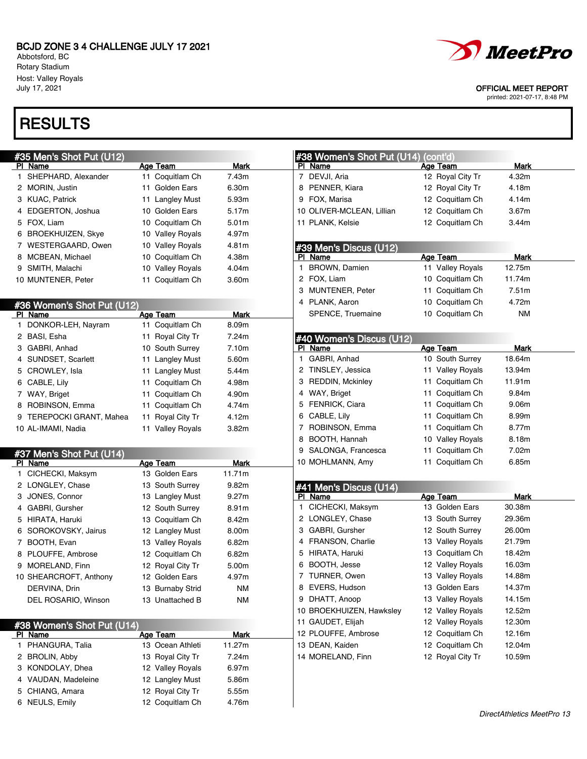BCJD ZONE 3 4 CHALLENGE JULY 17 2021
Abbotsford, BC
Rotary Stadium
Host: Valley Royals
July 17, 2021

MeetPro

OFFICIAL MEET REPORT
printed: 2021-07-17, 8:48 PM

# RESULTS

## #35 Men's Shot Put (U12)

| Pl | Name | Age | Team | Mark |
|---|---|---|---|---|
| 1 | SHEPHARD, Alexander | 11 | Coquitlam Ch | 7.43m |
| 2 | MORIN, Justin | 11 | Golden Ears | 6.30m |
| 3 | KUAC, Patrick | 11 | Langley Must | 5.93m |
| 4 | EDGERTON, Joshua | 10 | Golden Ears | 5.17m |
| 5 | FOX, Liam | 10 | Coquitlam Ch | 5.01m |
| 6 | BROEKHUIZEN, Skye | 10 | Valley Royals | 4.97m |
| 7 | WESTERGAARD, Owen | 10 | Valley Royals | 4.81m |
| 8 | MCBEAN, Michael | 10 | Coquitlam Ch | 4.38m |
| 9 | SMITH, Malachi | 10 | Valley Royals | 4.04m |
| 10 | MUNTENER, Peter | 11 | Coquitlam Ch | 3.60m |

## #36 Women's Shot Put (U12)

| Pl | Name | Age | Team | Mark |
|---|---|---|---|---|
| 1 | DONKOR-LEH, Nayram | 11 | Coquitlam Ch | 8.09m |
| 2 | BASI, Esha | 11 | Royal City Tr | 7.24m |
| 3 | GABRI, Anhad | 10 | South Surrey | 7.10m |
| 4 | SUNDSET, Scarlett | 11 | Langley Must | 5.60m |
| 5 | CROWLEY, Isla | 11 | Langley Must | 5.44m |
| 6 | CABLE, Lily | 11 | Coquitlam Ch | 4.98m |
| 7 | WAY, Briget | 11 | Coquitlam Ch | 4.90m |
| 8 | ROBINSON, Emma | 11 | Coquitlam Ch | 4.74m |
| 9 | TEREPOCKI GRANT, Mahea | 11 | Royal City Tr | 4.12m |
| 10 | AL-IMAMI, Nadia | 11 | Valley Royals | 3.82m |

## #37 Men's Shot Put (U14)

| Pl | Name | Age | Team | Mark |
|---|---|---|---|---|
| 1 | CICHECKI, Maksym | 13 | Golden Ears | 11.71m |
| 2 | LONGLEY, Chase | 13 | South Surrey | 9.82m |
| 3 | JONES, Connor | 13 | Langley Must | 9.27m |
| 4 | GABRI, Gursher | 12 | South Surrey | 8.91m |
| 5 | HIRATA, Haruki | 13 | Coquitlam Ch | 8.42m |
| 6 | SOROKOVSKY, Jairus | 12 | Langley Must | 8.00m |
| 7 | BOOTH, Evan | 13 | Valley Royals | 6.82m |
| 8 | PLOUFFE, Ambrose | 12 | Coquitlam Ch | 6.82m |
| 9 | MORELAND, Finn | 12 | Royal City Tr | 5.00m |
| 10 | SHEARCROFT, Anthony | 12 | Golden Ears | 4.97m |
| | DERVINA, Drin | 13 | Burnaby Strid | NM |
| | DEL ROSARIO, Winson | 13 | Unattached B | NM |

## #38 Women's Shot Put (U14)

| Pl | Name | Age | Team | Mark |
|---|---|---|---|---|
| 1 | PHANGURA, Talia | 13 | Ocean Athleti | 11.27m |
| 2 | BROLIN, Abby | 13 | Royal City Tr | 7.24m |
| 3 | KONDOLAY, Dhea | 12 | Valley Royals | 6.97m |
| 4 | VAUDAN, Madeleine | 12 | Langley Must | 5.86m |
| 5 | CHIANG, Amara | 12 | Royal City Tr | 5.55m |
| 6 | NEULS, Emily | 12 | Coquitlam Ch | 4.76m |
| 7 | DEVJI, Aria | 12 | Royal City Tr | 4.32m |
| 8 | PENNER, Kiara | 12 | Royal City Tr | 4.18m |
| 9 | FOX, Marisa | 12 | Coquitlam Ch | 4.14m |
| 10 | OLIVER-MCLEAN, Lillian | 12 | Coquitlam Ch | 3.67m |
| 11 | PLANK, Kelsie | 12 | Coquitlam Ch | 3.44m |

## #39 Men's Discus (U12)

| Pl | Name | Age | Team | Mark |
|---|---|---|---|---|
| 1 | BROWN, Damien | 11 | Valley Royals | 12.75m |
| 2 | FOX, Liam | 10 | Coquitlam Ch | 11.74m |
| 3 | MUNTENER, Peter | 11 | Coquitlam Ch | 7.51m |
| 4 | PLANK, Aaron | 10 | Coquitlam Ch | 4.72m |
| | SPENCE, Truemaine | 10 | Coquitlam Ch | NM |

## #40 Women's Discus (U12)

| Pl | Name | Age | Team | Mark |
|---|---|---|---|---|
| 1 | GABRI, Anhad | 10 | South Surrey | 18.64m |
| 2 | TINSLEY, Jessica | 11 | Valley Royals | 13.94m |
| 3 | REDDIN, Mckinley | 11 | Coquitlam Ch | 11.91m |
| 4 | WAY, Briget | 11 | Coquitlam Ch | 9.84m |
| 5 | FENRICK, Ciara | 11 | Coquitlam Ch | 9.06m |
| 6 | CABLE, Lily | 11 | Coquitlam Ch | 8.99m |
| 7 | ROBINSON, Emma | 11 | Coquitlam Ch | 8.77m |
| 8 | BOOTH, Hannah | 10 | Valley Royals | 8.18m |
| 9 | SALONGA, Francesca | 11 | Coquitlam Ch | 7.02m |
| 10 | MOHLMANN, Amy | 11 | Coquitlam Ch | 6.85m |

## #41 Men's Discus (U14)

| Pl | Name | Age | Team | Mark |
|---|---|---|---|---|
| 1 | CICHECKI, Maksym | 13 | Golden Ears | 30.38m |
| 2 | LONGLEY, Chase | 13 | South Surrey | 29.36m |
| 3 | GABRI, Gursher | 12 | South Surrey | 26.00m |
| 4 | FRANSON, Charlie | 13 | Valley Royals | 21.79m |
| 5 | HIRATA, Haruki | 13 | Coquitlam Ch | 18.42m |
| 6 | BOOTH, Jesse | 12 | Valley Royals | 16.03m |
| 7 | TURNER, Owen | 13 | Valley Royals | 14.88m |
| 8 | EVERS, Hudson | 13 | Golden Ears | 14.37m |
| 9 | DHATT, Anoop | 13 | Valley Royals | 14.15m |
| 10 | BROEKHUIZEN, Hawksley | 12 | Valley Royals | 12.52m |
| 11 | GAUDET, Elijah | 12 | Valley Royals | 12.30m |
| 12 | PLOUFFE, Ambrose | 12 | Coquitlam Ch | 12.16m |
| 13 | DEAN, Kaiden | 12 | Coquitlam Ch | 12.04m |
| 14 | MORELAND, Finn | 12 | Royal City Tr | 10.59m |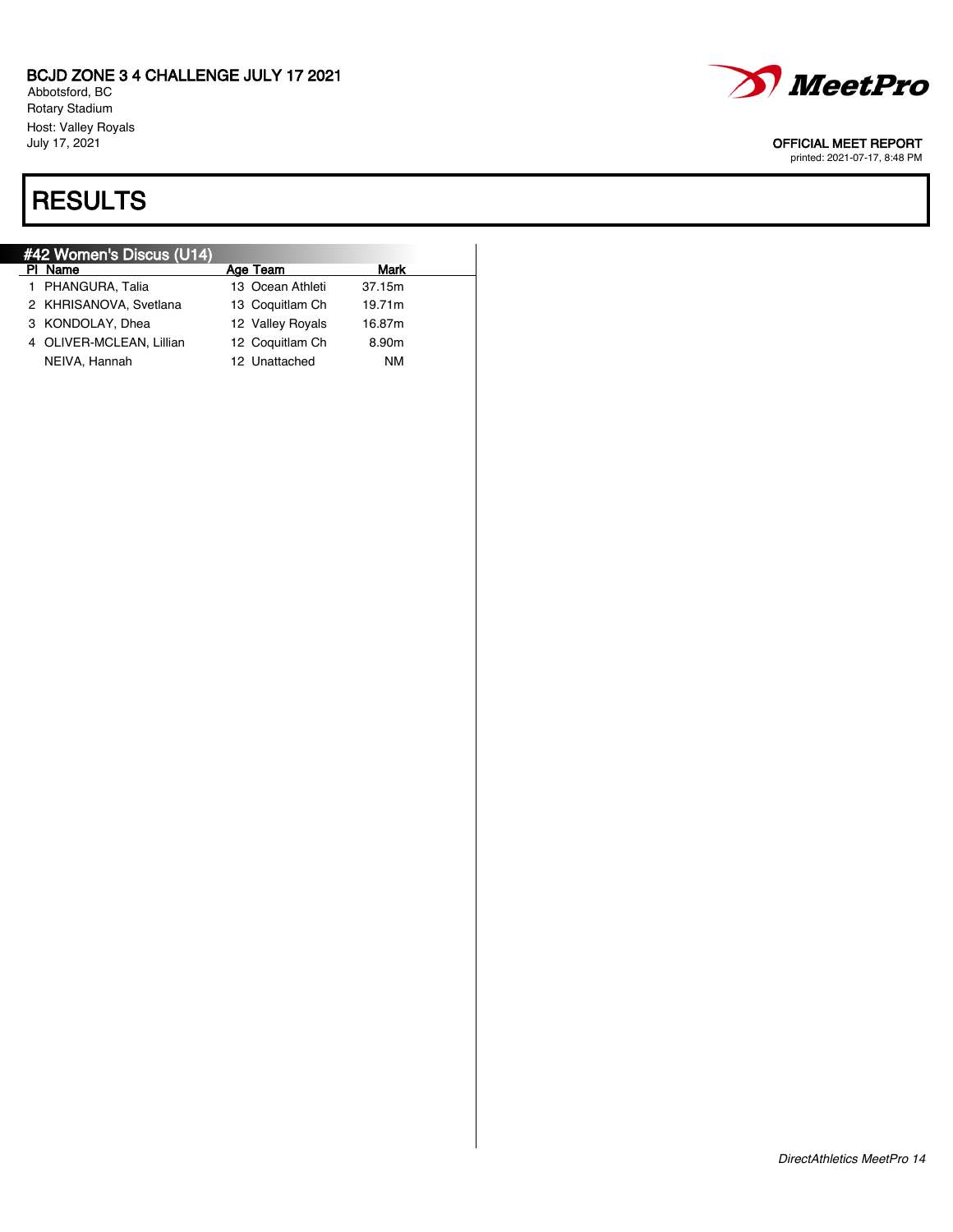BCJD ZONE 3 4 CHALLENGE JULY 17 2021
Abbotsford, BC
Rotary Stadium
Host: Valley Royals
July 17, 2021

OFFICIAL MEET REPORT
printed: 2021-07-17, 8:48 PM

# RESULTS

## #42 Women's Discus (U14)

| Pl | Name | Age | Team | Mark |
|---|---|---|---|---|
| 1 | PHANGURA, Talia | 13 | Ocean Athleti | 37.15m |
| 2 | KHRISANOVA, Svetlana | 13 | Coquitlam Ch | 19.71m |
| 3 | KONDOLAY, Dhea | 12 | Valley Royals | 16.87m |
| 4 | OLIVER-MCLEAN, Lillian | 12 | Coquitlam Ch | 8.90m |
| | NEIVA, Hannah | 12 | Unattached | NM |